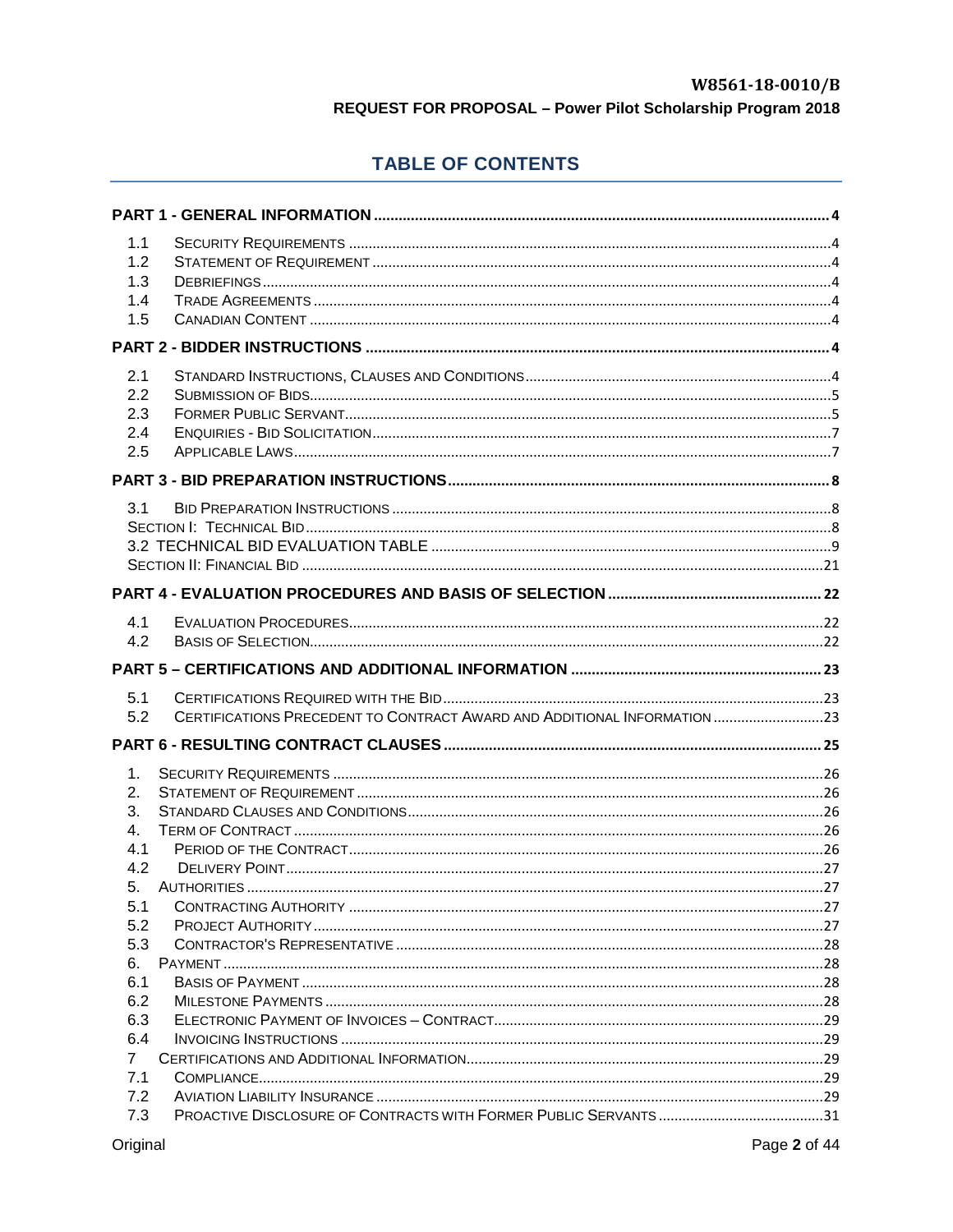# TABLE OF CONTENTS

**PART 1 - GENERAL INFORMATION** .......... 4

- 1.1 SECURITY REQUIREMENTS .......... 4
- 1.2 STATEMENT OF REQUIREMENT .......... 4
- 1.3 DEBRIEFINGS .......... 4
- 1.4 TRADE AGREEMENTS .......... 4
- 1.5 CANADIAN CONTENT .......... 4

**PART 2 - BIDDER INSTRUCTIONS** .......... 4

- 2.1 STANDARD INSTRUCTIONS, CLAUSES AND CONDITIONS .......... 4
- 2.2 SUBMISSION OF BIDS .......... 5
- 2.3 FORMER PUBLIC SERVANT .......... 5
- 2.4 ENQUIRIES - BID SOLICITATION .......... 7
- 2.5 APPLICABLE LAWS .......... 7

**PART 3 - BID PREPARATION INSTRUCTIONS** .......... 8

- 3.1 BID PREPARATION INSTRUCTIONS .......... 8
- SECTION I: TECHNICAL BID .......... 8
- 3.2 TECHNICAL BID EVALUATION TABLE .......... 9
- SECTION II: FINANCIAL BID .......... 21

**PART 4 - EVALUATION PROCEDURES AND BASIS OF SELECTION** .......... 22

- 4.1 EVALUATION PROCEDURES .......... 22
- 4.2 BASIS OF SELECTION .......... 22

**PART 5 – CERTIFICATIONS AND ADDITIONAL INFORMATION** .......... 23

- 5.1 CERTIFICATIONS REQUIRED WITH THE BID .......... 23
- 5.2 CERTIFICATIONS PRECEDENT TO CONTRACT AWARD AND ADDITIONAL INFORMATION .......... 23

**PART 6 - RESULTING CONTRACT CLAUSES** .......... 25

- 1. SECURITY REQUIREMENTS .......... 26
- 2. STATEMENT OF REQUIREMENT .......... 26
- 3. STANDARD CLAUSES AND CONDITIONS .......... 26
- 4. TERM OF CONTRACT .......... 26
- 4.1 PERIOD OF THE CONTRACT .......... 26
- 4.2 DELIVERY POINT .......... 27
- 5. AUTHORITIES .......... 27
- 5.1 CONTRACTING AUTHORITY .......... 27
- 5.2 PROJECT AUTHORITY .......... 27
- 5.3 CONTRACTOR'S REPRESENTATIVE .......... 28
- 6. PAYMENT .......... 28
- 6.1 BASIS OF PAYMENT .......... 28
- 6.2 MILESTONE PAYMENTS .......... 28
- 6.3 ELECTRONIC PAYMENT OF INVOICES – CONTRACT .......... 29
- 6.4 INVOICING INSTRUCTIONS .......... 29
- 7 CERTIFICATIONS AND ADDITIONAL INFORMATION .......... 29
- 7.1 COMPLIANCE .......... 29
- 7.2 AVIATION LIABILITY INSURANCE .......... 29
- 7.3 PROACTIVE DISCLOSURE OF CONTRACTS WITH FORMER PUBLIC SERVANTS .......... 31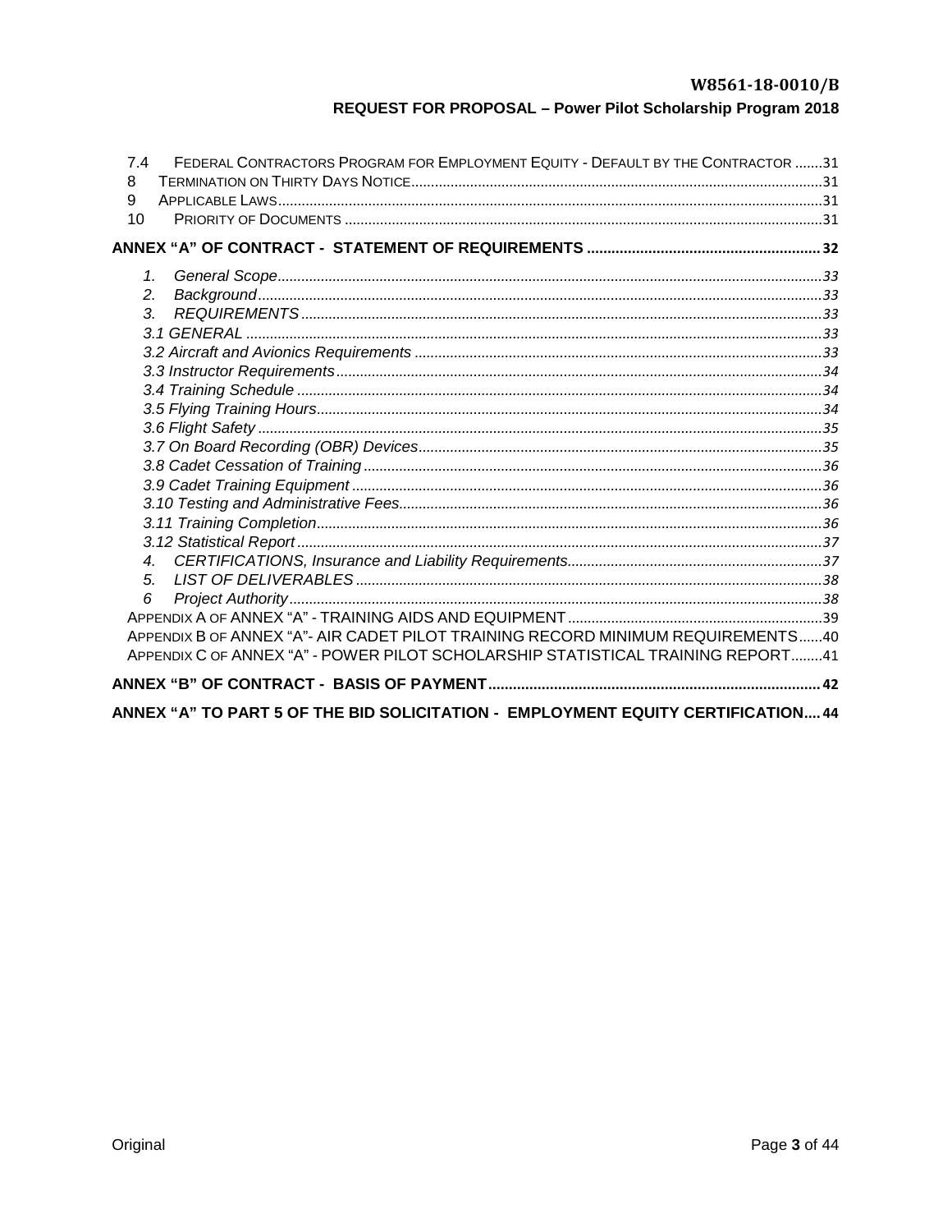7.4 FEDERAL CONTRACTORS PROGRAM FOR EMPLOYMENT EQUITY - DEFAULT BY THE CONTRACTOR .......31
8 TERMINATION ON THIRTY DAYS NOTICE........................................................................................................31
9 APPLICABLE LAWS..........................................................................................................................................31
10 PRIORITY OF DOCUMENTS .........................................................................................................................31

**ANNEX "A" OF CONTRACT - STATEMENT OF REQUIREMENTS .........................................................32**

*1. General Scope..........................................................................................................................................33*
*2. Background...............................................................................................................................................33*
*3. REQUIREMENTS ....................................................................................................................................33*
*3.1 GENERAL ..................................................................................................................................................33*
*3.2 Aircraft and Avionics Requirements .......................................................................................................33*
*3.3 Instructor Requirements...........................................................................................................................34*
*3.4 Training Schedule .....................................................................................................................................34*
*3.5 Flying Training Hours................................................................................................................................34*
*3.6 Flight Safety ...............................................................................................................................................35*
*3.7 On Board Recording (OBR) Devices......................................................................................................35*
*3.8 Cadet Cessation of Training ....................................................................................................................36*
*3.9 Cadet Training Equipment .......................................................................................................................36*
*3.10 Testing and Administrative Fees...........................................................................................................36*
*3.11 Training Completion................................................................................................................................36*
*3.12 Statistical Report .....................................................................................................................................37*
*4. CERTIFICATIONS, Insurance and Liability Requirements................................................................37*
*5. LIST OF DELIVERABLES ......................................................................................................................38*
*6 Project Authority.......................................................................................................................................38*
APPENDIX A OF ANNEX "A" - TRAINING AIDS AND EQUIPMENT .................................................................39
APPENDIX B OF ANNEX "A"- AIR CADET PILOT TRAINING RECORD MINIMUM REQUIREMENTS......40
APPENDIX C OF ANNEX "A" - POWER PILOT SCHOLARSHIP STATISTICAL TRAINING REPORT........41

**ANNEX "B" OF CONTRACT - BASIS OF PAYMENT.................................................................................42**

**ANNEX "A" TO PART 5 OF THE BID SOLICITATION - EMPLOYMENT EQUITY CERTIFICATION....44**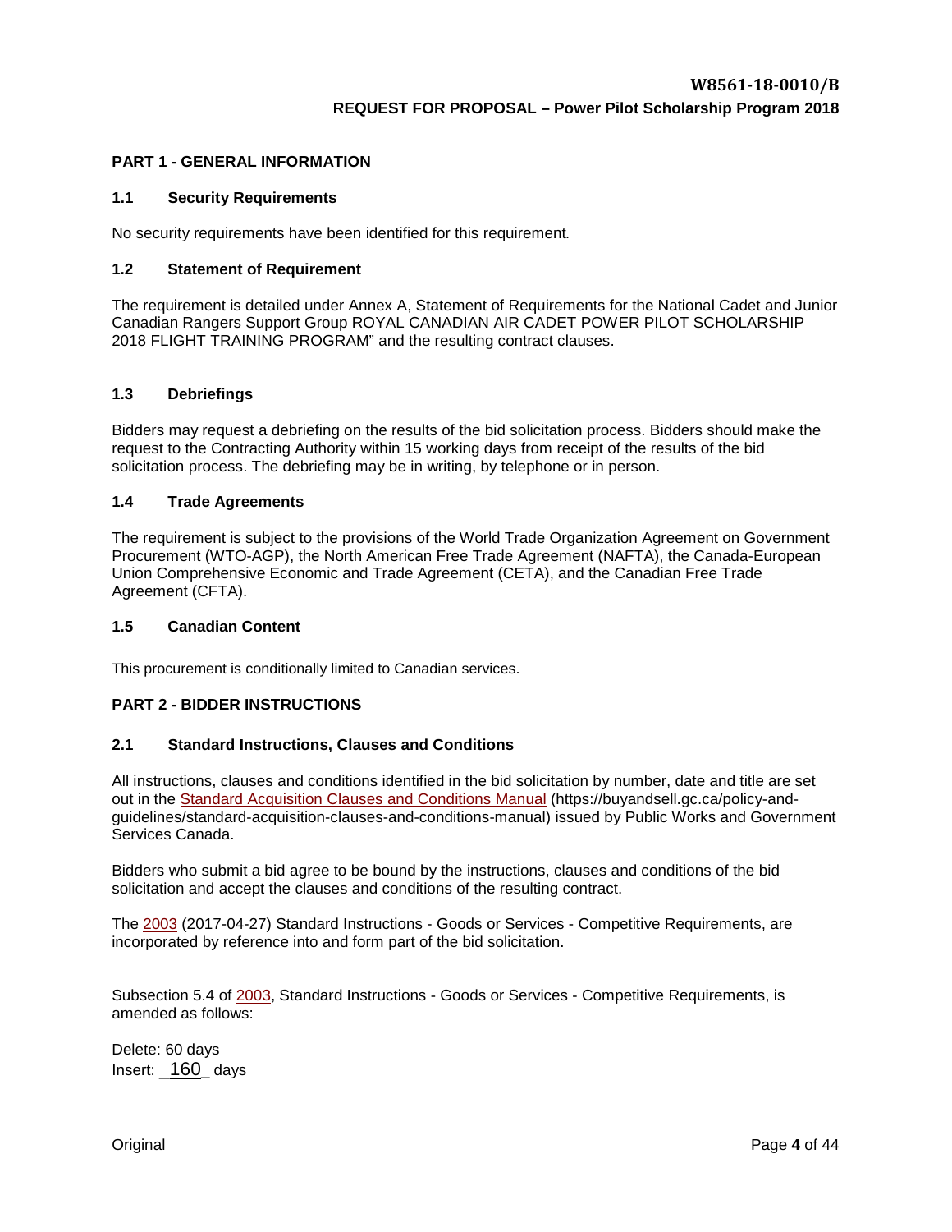## PART 1 - GENERAL INFORMATION

### 1.1 Security Requirements

No security requirements have been identified for this requirement.

### 1.2 Statement of Requirement

The requirement is detailed under Annex A, Statement of Requirements for the National Cadet and Junior Canadian Rangers Support Group ROYAL CANADIAN AIR CADET POWER PILOT SCHOLARSHIP 2018 FLIGHT TRAINING PROGRAM" and the resulting contract clauses.

### 1.3 Debriefings

Bidders may request a debriefing on the results of the bid solicitation process. Bidders should make the request to the Contracting Authority within 15 working days from receipt of the results of the bid solicitation process. The debriefing may be in writing, by telephone or in person.

### 1.4 Trade Agreements

The requirement is subject to the provisions of the World Trade Organization Agreement on Government Procurement (WTO-AGP), the North American Free Trade Agreement (NAFTA), the Canada-European Union Comprehensive Economic and Trade Agreement (CETA), and the Canadian Free Trade Agreement (CFTA).

### 1.5 Canadian Content

This procurement is conditionally limited to Canadian services.

## PART 2 - BIDDER INSTRUCTIONS

### 2.1 Standard Instructions, Clauses and Conditions

All instructions, clauses and conditions identified in the bid solicitation by number, date and title are set out in the Standard Acquisition Clauses and Conditions Manual (https://buyandsell.gc.ca/policy-and-guidelines/standard-acquisition-clauses-and-conditions-manual) issued by Public Works and Government Services Canada.

Bidders who submit a bid agree to be bound by the instructions, clauses and conditions of the bid solicitation and accept the clauses and conditions of the resulting contract.

The 2003 (2017-04-27) Standard Instructions - Goods or Services - Competitive Requirements, are incorporated by reference into and form part of the bid solicitation.

Subsection 5.4 of 2003, Standard Instructions - Goods or Services - Competitive Requirements, is amended as follows:

Delete: 60 days
Insert: _160_ days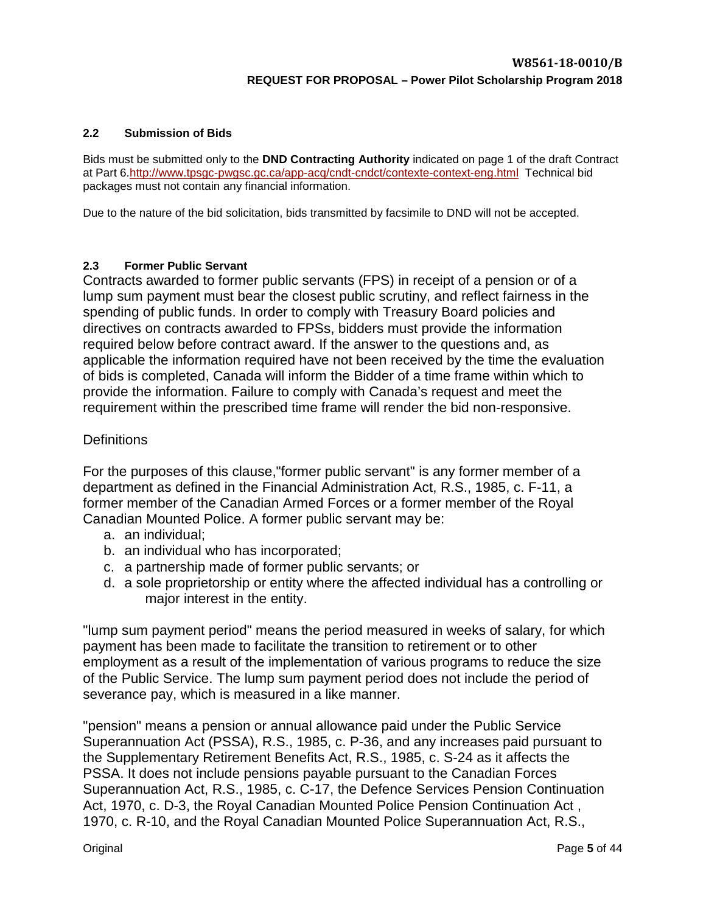### 2.2 Submission of Bids

Bids must be submitted only to the **DND Contracting Authority** indicated on page 1 of the draft Contract at Part 6.http://www.tpsgc-pwgsc.gc.ca/app-acq/cndt-cndct/contexte-context-eng.html Technical bid packages must not contain any financial information.

Due to the nature of the bid solicitation, bids transmitted by facsimile to DND will not be accepted.

### 2.3 Former Public Servant

Contracts awarded to former public servants (FPS) in receipt of a pension or of a lump sum payment must bear the closest public scrutiny, and reflect fairness in the spending of public funds. In order to comply with Treasury Board policies and directives on contracts awarded to FPSs, bidders must provide the information required below before contract award. If the answer to the questions and, as applicable the information required have not been received by the time the evaluation of bids is completed, Canada will inform the Bidder of a time frame within which to provide the information. Failure to comply with Canada's request and meet the requirement within the prescribed time frame will render the bid non-responsive.

Definitions

For the purposes of this clause,"former public servant" is any former member of a department as defined in the Financial Administration Act, R.S., 1985, c. F-11, a former member of the Canadian Armed Forces or a former member of the Royal Canadian Mounted Police. A former public servant may be:

a. an individual;
b. an individual who has incorporated;
c. a partnership made of former public servants; or
d. a sole proprietorship or entity where the affected individual has a controlling or major interest in the entity.

"lump sum payment period" means the period measured in weeks of salary, for which payment has been made to facilitate the transition to retirement or to other employment as a result of the implementation of various programs to reduce the size of the Public Service. The lump sum payment period does not include the period of severance pay, which is measured in a like manner.

"pension" means a pension or annual allowance paid under the Public Service Superannuation Act (PSSA), R.S., 1985, c. P-36, and any increases paid pursuant to the Supplementary Retirement Benefits Act, R.S., 1985, c. S-24 as it affects the PSSA. It does not include pensions payable pursuant to the Canadian Forces Superannuation Act, R.S., 1985, c. C-17, the Defence Services Pension Continuation Act, 1970, c. D-3, the Royal Canadian Mounted Police Pension Continuation Act , 1970, c. R-10, and the Royal Canadian Mounted Police Superannuation Act, R.S.,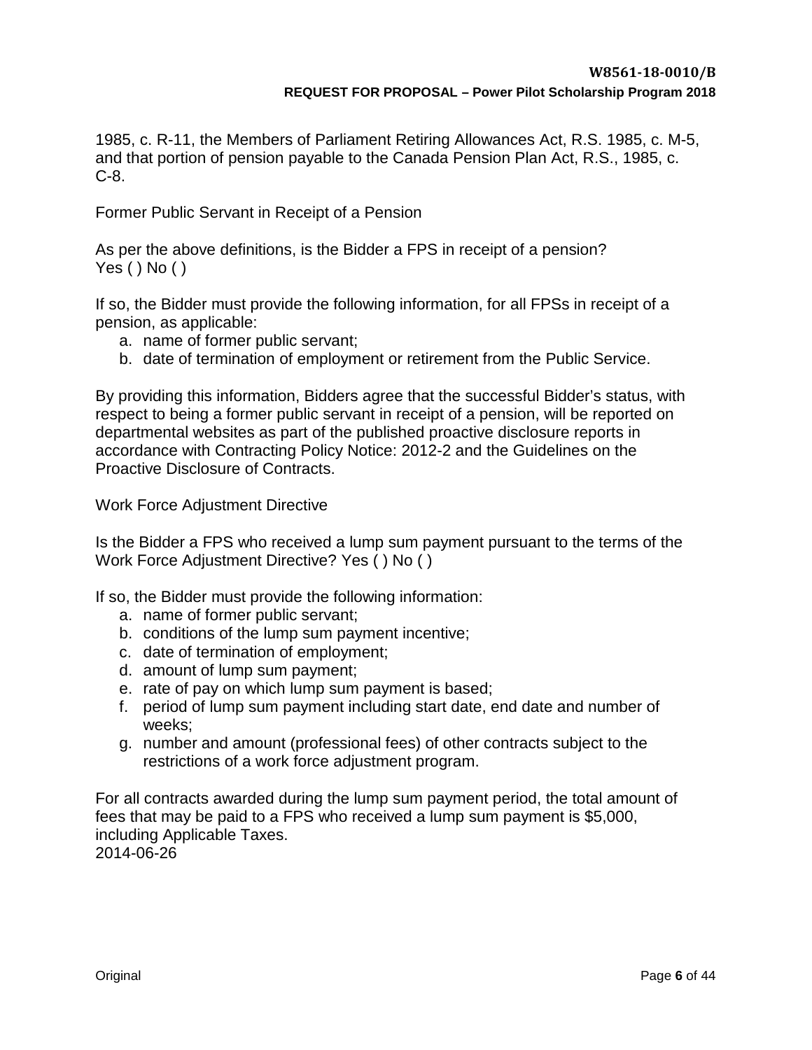1985, c. R-11, the Members of Parliament Retiring Allowances Act, R.S. 1985, c. M-5, and that portion of pension payable to the Canada Pension Plan Act, R.S., 1985, c. C-8.

Former Public Servant in Receipt of a Pension

As per the above definitions, is the Bidder a FPS in receipt of a pension?
Yes ( ) No ( )

If so, the Bidder must provide the following information, for all FPSs in receipt of a pension, as applicable:

a. name of former public servant;
b. date of termination of employment or retirement from the Public Service.

By providing this information, Bidders agree that the successful Bidder's status, with respect to being a former public servant in receipt of a pension, will be reported on departmental websites as part of the published proactive disclosure reports in accordance with Contracting Policy Notice: 2012-2 and the Guidelines on the Proactive Disclosure of Contracts.

Work Force Adjustment Directive

Is the Bidder a FPS who received a lump sum payment pursuant to the terms of the Work Force Adjustment Directive? Yes ( ) No ( )

If so, the Bidder must provide the following information:

a. name of former public servant;
b. conditions of the lump sum payment incentive;
c. date of termination of employment;
d. amount of lump sum payment;
e. rate of pay on which lump sum payment is based;
f. period of lump sum payment including start date, end date and number of weeks;
g. number and amount (professional fees) of other contracts subject to the restrictions of a work force adjustment program.

For all contracts awarded during the lump sum payment period, the total amount of fees that may be paid to a FPS who received a lump sum payment is $5,000, including Applicable Taxes.
2014-06-26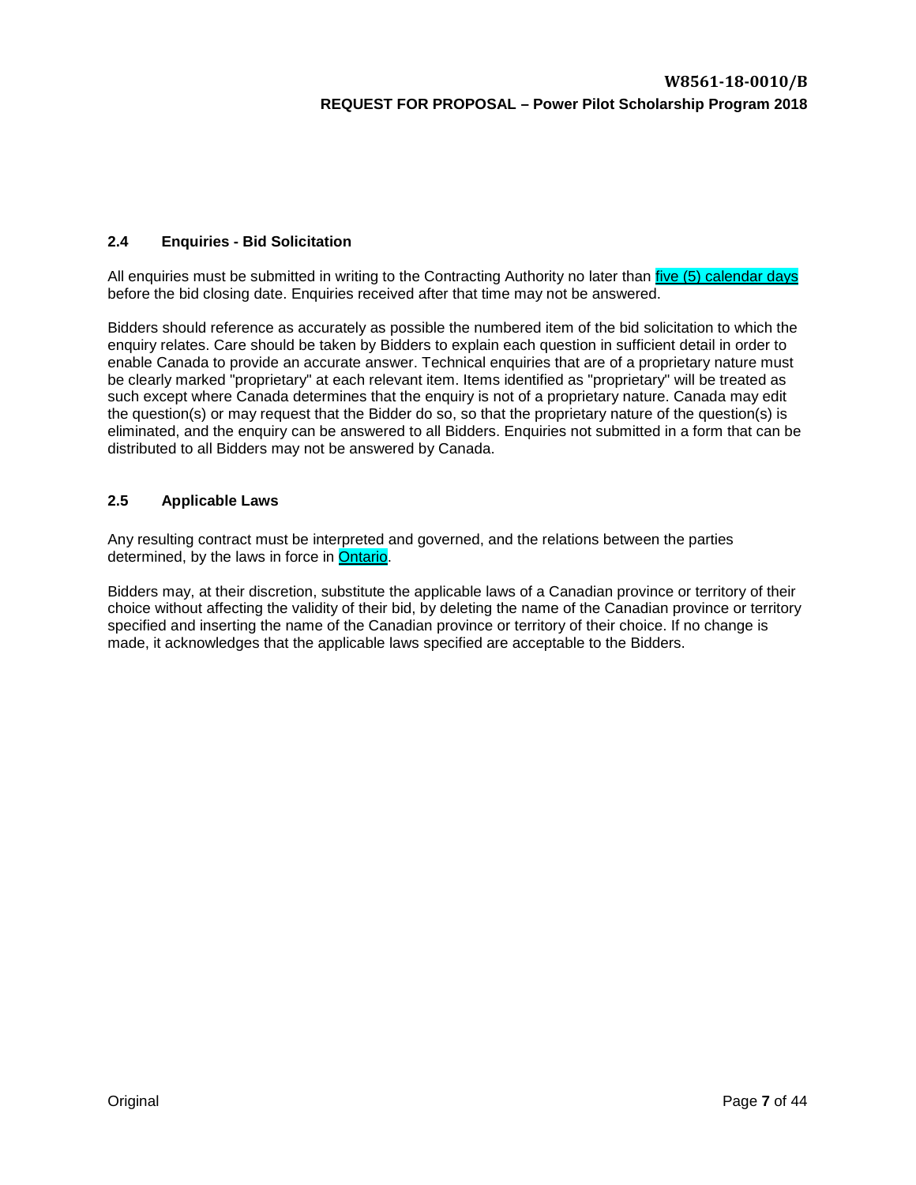### 2.4 Enquiries - Bid Solicitation

All enquiries must be submitted in writing to the Contracting Authority no later than five (5) calendar days before the bid closing date. Enquiries received after that time may not be answered.

Bidders should reference as accurately as possible the numbered item of the bid solicitation to which the enquiry relates. Care should be taken by Bidders to explain each question in sufficient detail in order to enable Canada to provide an accurate answer. Technical enquiries that are of a proprietary nature must be clearly marked "proprietary" at each relevant item. Items identified as "proprietary" will be treated as such except where Canada determines that the enquiry is not of a proprietary nature. Canada may edit the question(s) or may request that the Bidder do so, so that the proprietary nature of the question(s) is eliminated, and the enquiry can be answered to all Bidders. Enquiries not submitted in a form that can be distributed to all Bidders may not be answered by Canada.

### 2.5 Applicable Laws

Any resulting contract must be interpreted and governed, and the relations between the parties determined, by the laws in force in Ontario.

Bidders may, at their discretion, substitute the applicable laws of a Canadian province or territory of their choice without affecting the validity of their bid, by deleting the name of the Canadian province or territory specified and inserting the name of the Canadian province or territory of their choice. If no change is made, it acknowledges that the applicable laws specified are acceptable to the Bidders.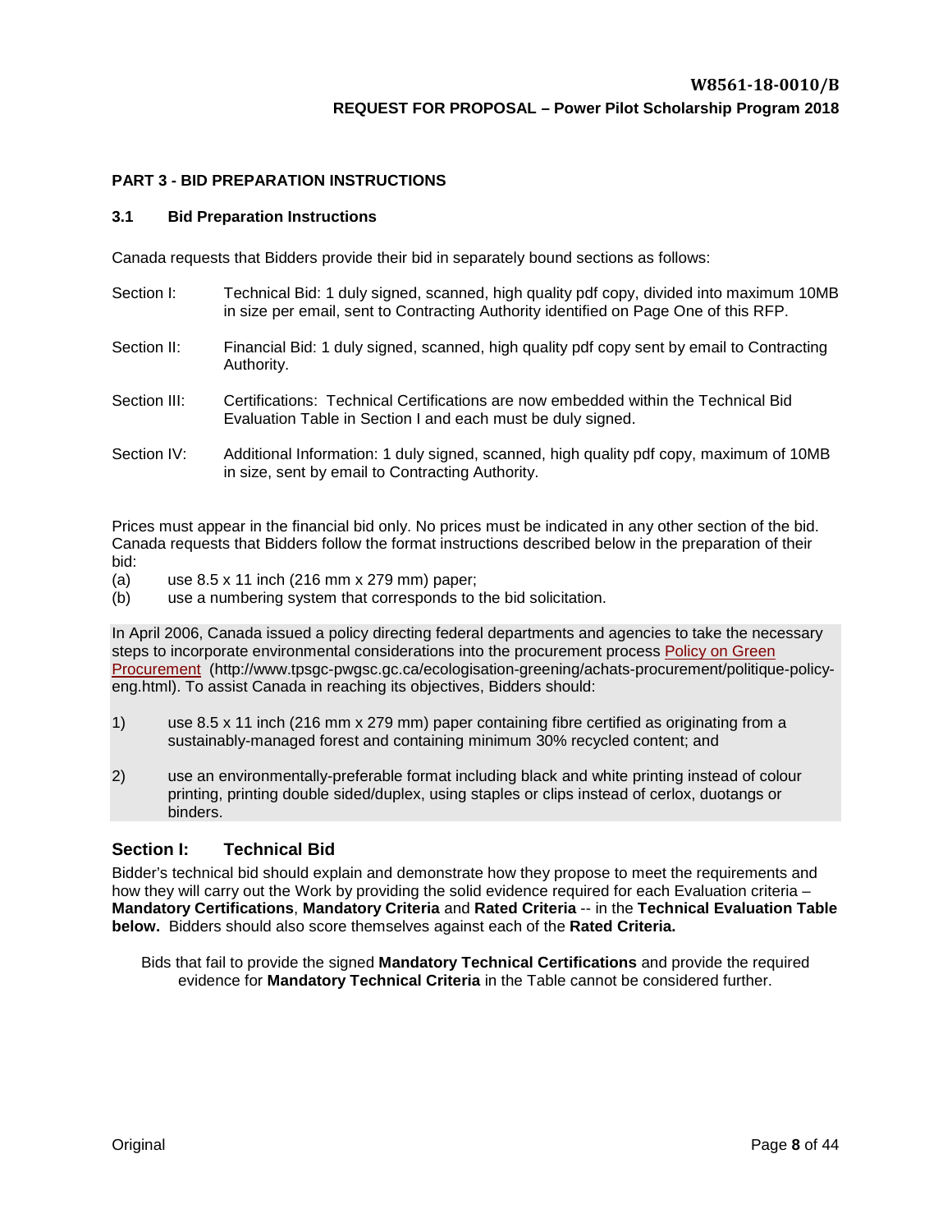## PART 3 - BID PREPARATION INSTRUCTIONS

### 3.1 Bid Preparation Instructions

Canada requests that Bidders provide their bid in separately bound sections as follows:

Section I: Technical Bid: 1 duly signed, scanned, high quality pdf copy, divided into maximum 10MB in size per email, sent to Contracting Authority identified on Page One of this RFP.

Section II: Financial Bid: 1 duly signed, scanned, high quality pdf copy sent by email to Contracting Authority.

Section III: Certifications: Technical Certifications are now embedded within the Technical Bid Evaluation Table in Section I and each must be duly signed.

Section IV: Additional Information: 1 duly signed, scanned, high quality pdf copy, maximum of 10MB in size, sent by email to Contracting Authority.

Prices must appear in the financial bid only. No prices must be indicated in any other section of the bid. Canada requests that Bidders follow the format instructions described below in the preparation of their bid:

(a) use 8.5 x 11 inch (216 mm x 279 mm) paper;
(b) use a numbering system that corresponds to the bid solicitation.

In April 2006, Canada issued a policy directing federal departments and agencies to take the necessary steps to incorporate environmental considerations into the procurement process [Policy on Green Procurement](http://www.tpsgc-pwgsc.gc.ca/ecologisation-greening/achats-procurement/politique-policy-eng.html) (http://www.tpsgc-pwgsc.gc.ca/ecologisation-greening/achats-procurement/politique-policy-eng.html). To assist Canada in reaching its objectives, Bidders should:

1) use 8.5 x 11 inch (216 mm x 279 mm) paper containing fibre certified as originating from a sustainably-managed forest and containing minimum 30% recycled content; and

2) use an environmentally-preferable format including black and white printing instead of colour printing, printing double sided/duplex, using staples or clips instead of cerlox, duotangs or binders.

### Section I: Technical Bid

Bidder's technical bid should explain and demonstrate how they propose to meet the requirements and how they will carry out the Work by providing the solid evidence required for each Evaluation criteria – **Mandatory Certifications**, **Mandatory Criteria** and **Rated Criteria** -- in the **Technical Evaluation Table below.** Bidders should also score themselves against each of the **Rated Criteria.**

Bids that fail to provide the signed **Mandatory Technical Certifications** and provide the required evidence for **Mandatory Technical Criteria** in the Table cannot be considered further.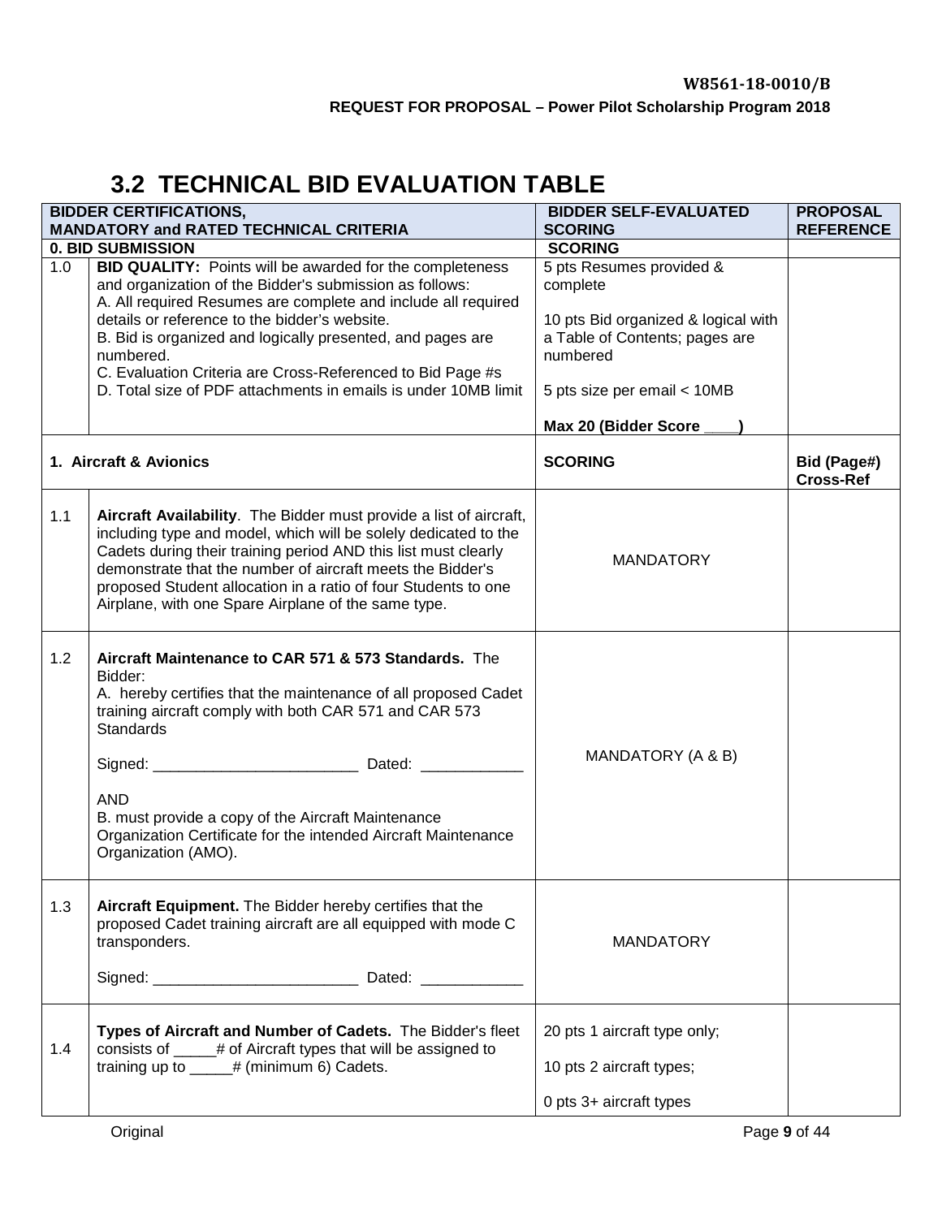## 3.2 TECHNICAL BID EVALUATION TABLE

| | BIDDER CERTIFICATIONS, MANDATORY and RATED TECHNICAL CRITERIA | BIDDER SELF-EVALUATED SCORING | PROPOSAL REFERENCE |
|---|---|---|---|
| **0. BID SUBMISSION** | | **SCORING** | |
| 1.0 | **BID QUALITY:** Points will be awarded for the completeness and organization of the Bidder's submission as follows:<br>A. All required Resumes are complete and include all required details or reference to the bidder's website.<br>B. Bid is organized and logically presented, and pages are numbered.<br>C. Evaluation Criteria are Cross-Referenced to Bid Page #s<br>D. Total size of PDF attachments in emails is under 10MB limit | 5 pts Resumes provided & complete<br><br>10 pts Bid organized & logical with a Table of Contents; pages are numbered<br><br>5 pts size per email < 10MB<br><br>**Max 20 (Bidder Score ____)** | |
| **1. Aircraft & Avionics** | | **SCORING** | **Bid (Page#) Cross-Ref** |
| 1.1 | **Aircraft Availability**. The Bidder must provide a list of aircraft, including type and model, which will be solely dedicated to the Cadets during their training period AND this list must clearly demonstrate that the number of aircraft meets the Bidder's proposed Student allocation in a ratio of four Students to one Airplane, with one Spare Airplane of the same type. | MANDATORY | |
| 1.2 | **Aircraft Maintenance to CAR 571 & 573 Standards.** The Bidder:<br>A. hereby certifies that the maintenance of all proposed Cadet training aircraft comply with both CAR 571 and CAR 573 Standards<br><br>Signed: ________________________ Dated: ____________<br><br>AND<br>B. must provide a copy of the Aircraft Maintenance Organization Certificate for the intended Aircraft Maintenance Organization (AMO). | MANDATORY (A & B) | |
| 1.3 | **Aircraft Equipment.** The Bidder hereby certifies that the proposed Cadet training aircraft are all equipped with mode C transponders.<br><br>Signed: ________________________ Dated: ____________ | MANDATORY | |
| 1.4 | **Types of Aircraft and Number of Cadets.** The Bidder's fleet consists of _____# of Aircraft types that will be assigned to training up to _____# (minimum 6) Cadets. | 20 pts 1 aircraft type only;<br><br>10 pts 2 aircraft types;<br><br>0 pts 3+ aircraft types | |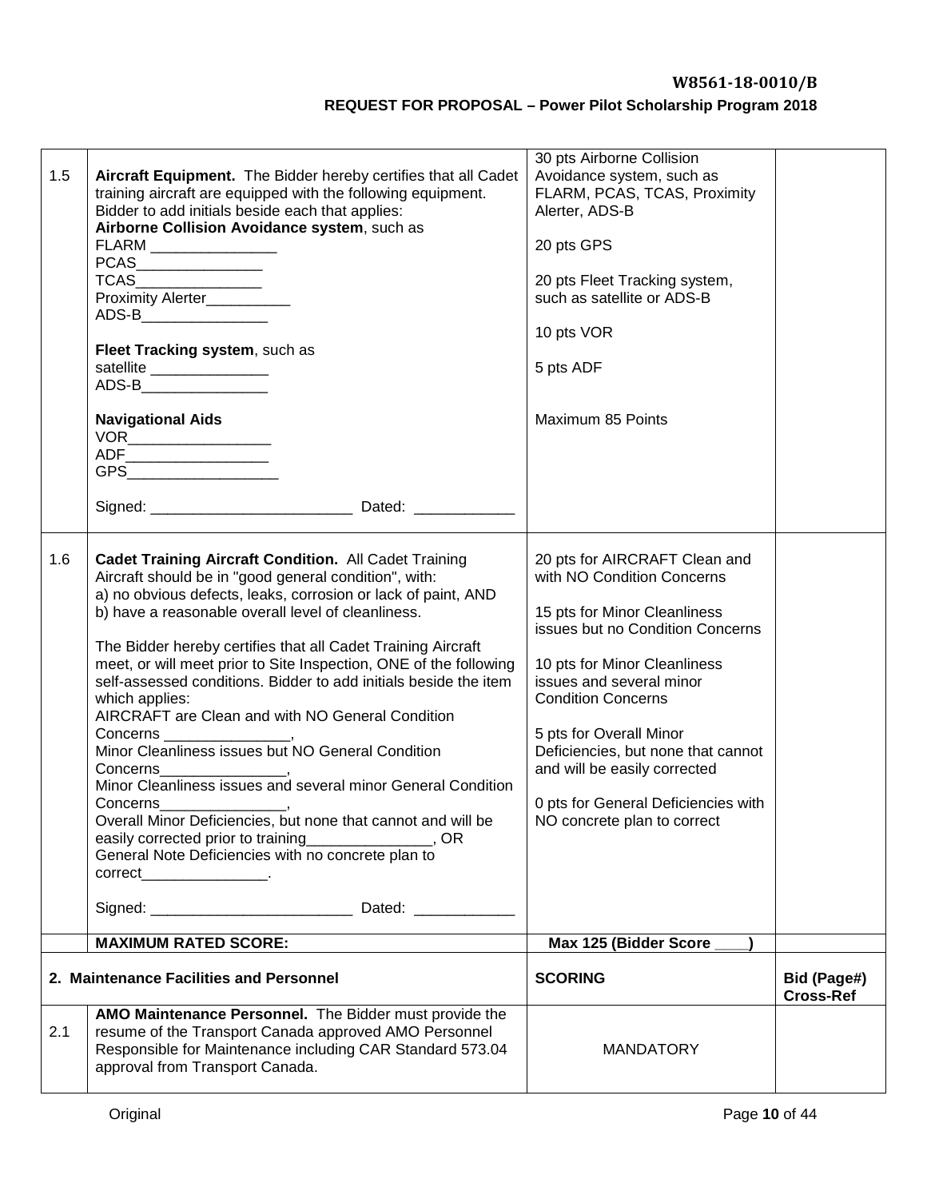| | | | |
|---|---|---|---|
| 1.5 | **Aircraft Equipment.** The Bidder hereby certifies that all Cadet training aircraft are equipped with the following equipment. Bidder to add initials beside each that applies:<br>**Airborne Collision Avoidance system**, such as<br>FLARM _______________<br>PCAS_______________<br>TCAS_______________<br>Proximity Alerter__________<br>ADS-B_______________<br><br>**Fleet Tracking system**, such as<br>satellite ______________<br>ADS-B_______________<br><br>**Navigational Aids**<br>VOR_________________<br>ADF_________________<br>GPS__________________<br><br>Signed: ________________________ Dated: ____________ | 30 pts Airborne Collision Avoidance system, such as FLARM, PCAS, TCAS, Proximity Alerter, ADS-B<br><br>20 pts GPS<br><br>20 pts Fleet Tracking system, such as satellite or ADS-B<br><br>10 pts VOR<br><br>5 pts ADF<br><br>Maximum 85 Points | |
| 1.6 | **Cadet Training Aircraft Condition.** All Cadet Training Aircraft should be in "good general condition", with:<br>a) no obvious defects, leaks, corrosion or lack of paint, AND<br>b) have a reasonable overall level of cleanliness.<br><br>The Bidder hereby certifies that all Cadet Training Aircraft meet, or will meet prior to Site Inspection, ONE of the following self-assessed conditions. Bidder to add initials beside the item which applies:<br>AIRCRAFT are Clean and with NO General Condition Concerns _______________,<br>Minor Cleanliness issues but NO General Condition Concerns_______________,<br>Minor Cleanliness issues and several minor General Condition Concerns_______________,<br>Overall Minor Deficiencies, but none that cannot and will be easily corrected prior to training_______________, OR<br>General Note Deficiencies with no concrete plan to correct_______________.<br><br>Signed: ________________________ Dated: ____________ | 20 pts for AIRCRAFT Clean and with NO Condition Concerns<br><br>15 pts for Minor Cleanliness issues but no Condition Concerns<br><br>10 pts for Minor Cleanliness issues and several minor Condition Concerns<br><br>5 pts for Overall Minor Deficiencies, but none that cannot and will be easily corrected<br><br>0 pts for General Deficiencies with NO concrete plan to correct | |
| | **MAXIMUM RATED SCORE:** | **Max 125 (Bidder Score ____)** | |
| **2. Maintenance Facilities and Personnel** | | **SCORING** | **Bid (Page#) Cross-Ref** |
| 2.1 | **AMO Maintenance Personnel.** The Bidder must provide the resume of the Transport Canada approved AMO Personnel Responsible for Maintenance including CAR Standard 573.04 approval from Transport Canada. | MANDATORY | |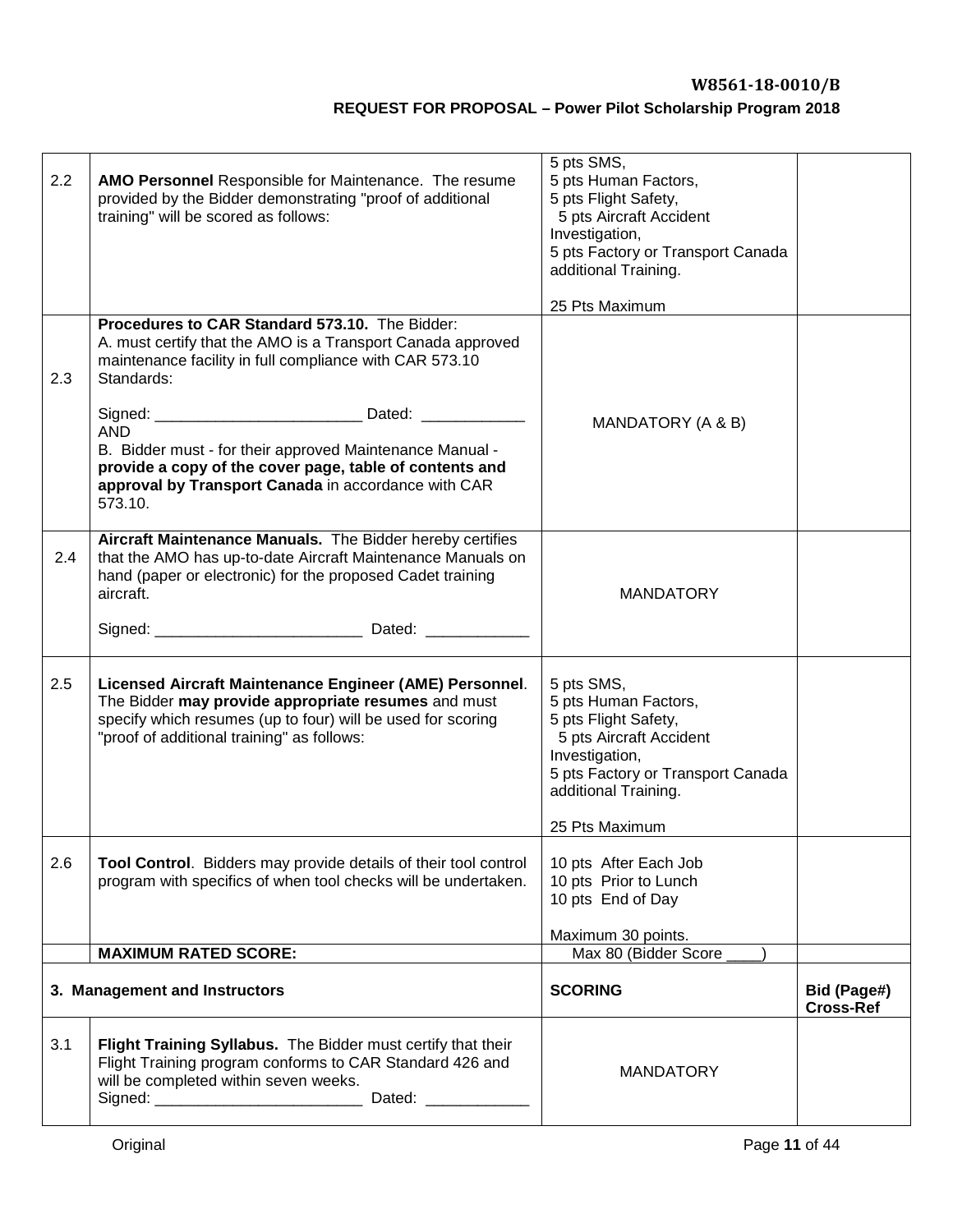| | | | |
|---|---|---|---|
| 2.2 | **AMO Personnel** Responsible for Maintenance. The resume provided by the Bidder demonstrating "proof of additional training" will be scored as follows: | 5 pts SMS,<br>5 pts Human Factors,<br>5 pts Flight Safety,<br>5 pts Aircraft Accident Investigation,<br>5 pts Factory or Transport Canada additional Training.<br><br>25 Pts Maximum | |
| 2.3 | **Procedures to CAR Standard 573.10.** The Bidder:<br>A. must certify that the AMO is a Transport Canada approved maintenance facility in full compliance with CAR 573.10 Standards:<br><br>Signed: ________________________ Dated: ____________<br>AND<br>B. Bidder must - for their approved Maintenance Manual - **provide a copy of the cover page, table of contents and approval by Transport Canada** in accordance with CAR 573.10. | MANDATORY (A & B) | |
| 2.4 | **Aircraft Maintenance Manuals.** The Bidder hereby certifies that the AMO has up-to-date Aircraft Maintenance Manuals on hand (paper or electronic) for the proposed Cadet training aircraft.<br><br>Signed: ________________________ Dated: ____________ | MANDATORY | |
| 2.5 | **Licensed Aircraft Maintenance Engineer (AME) Personnel**. The Bidder **may provide appropriate resumes** and must specify which resumes (up to four) will be used for scoring "proof of additional training" as follows: | 5 pts SMS,<br>5 pts Human Factors,<br>5 pts Flight Safety,<br>5 pts Aircraft Accident Investigation,<br>5 pts Factory or Transport Canada additional Training.<br><br>25 Pts Maximum | |
| 2.6 | **Tool Control**. Bidders may provide details of their tool control program with specifics of when tool checks will be undertaken. | 10 pts After Each Job<br>10 pts Prior to Lunch<br>10 pts End of Day<br><br>Maximum 30 points. | |
| | **MAXIMUM RATED SCORE:** | Max 80 (Bidder Score ____) | |
| **3. Management and Instructors** | | **SCORING** | **Bid (Page#) Cross-Ref** |
| 3.1 | **Flight Training Syllabus.** The Bidder must certify that their Flight Training program conforms to CAR Standard 426 and will be completed within seven weeks.<br>Signed: ________________________ Dated: ____________ | MANDATORY | |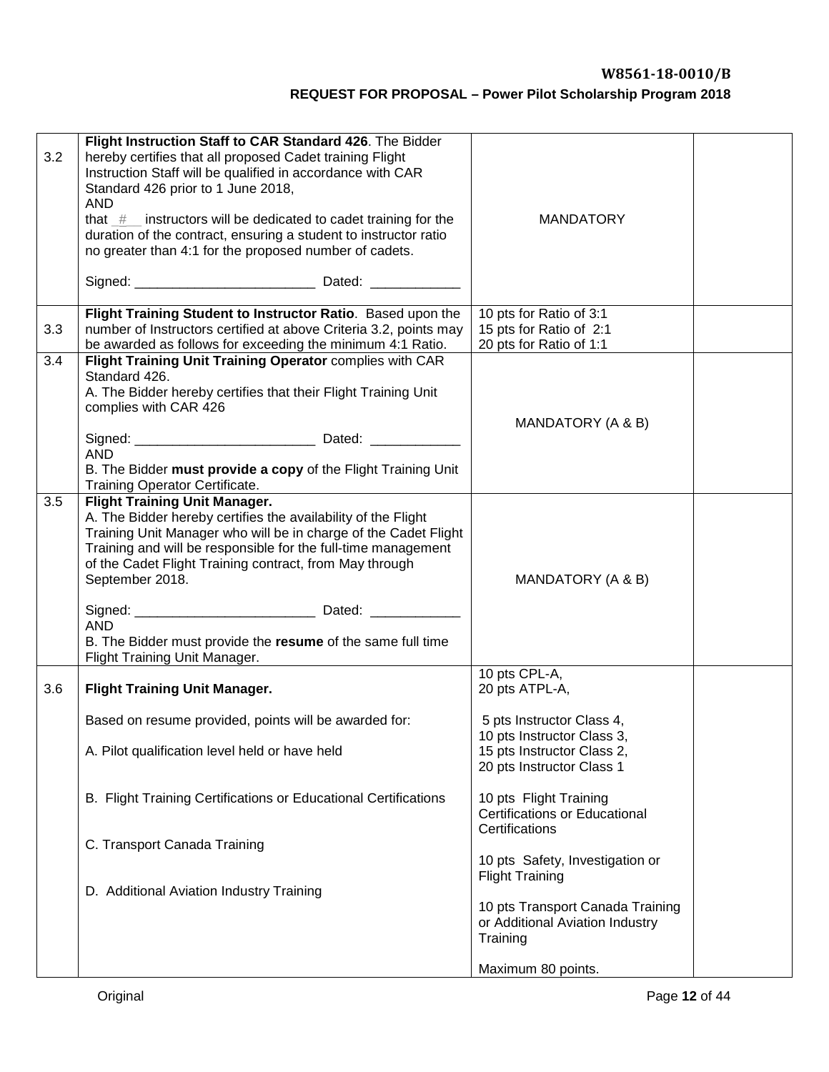| | | | |
|---|---|---|---|
| 3.2 | **Flight Instruction Staff to CAR Standard 426**. The Bidder hereby certifies that all proposed Cadet training Flight Instruction Staff will be qualified in accordance with CAR Standard 426 prior to 1 June 2018,<br>AND<br>that _#__ instructors will be dedicated to cadet training for the duration of the contract, ensuring a student to instructor ratio no greater than 4:1 for the proposed number of cadets.<br><br>Signed: ________________________ Dated: ____________ | MANDATORY | |
| 3.3 | **Flight Training Student to Instructor Ratio**. Based upon the number of Instructors certified at above Criteria 3.2, points may be awarded as follows for exceeding the minimum 4:1 Ratio. | 10 pts for Ratio of 3:1<br>15 pts for Ratio of 2:1<br>20 pts for Ratio of 1:1 | |
| 3.4 | **Flight Training Unit Training Operator** complies with CAR Standard 426.<br>A. The Bidder hereby certifies that their Flight Training Unit complies with CAR 426<br><br>Signed: ________________________ Dated: ____________<br>AND<br>B. The Bidder **must provide a copy** of the Flight Training Unit Training Operator Certificate. | MANDATORY (A & B) | |
| 3.5 | **Flight Training Unit Manager.**<br>A. The Bidder hereby certifies the availability of the Flight Training Unit Manager who will be in charge of the Cadet Flight Training and will be responsible for the full-time management of the Cadet Flight Training contract, from May through September 2018.<br><br>Signed: ________________________ Dated: ____________<br>AND<br>B. The Bidder must provide the **resume** of the same full time Flight Training Unit Manager. | MANDATORY (A & B) | |
| 3.6 | **Flight Training Unit Manager.**<br><br>Based on resume provided, points will be awarded for:<br><br>A. Pilot qualification level held or have held<br><br>B. Flight Training Certifications or Educational Certifications<br><br>C. Transport Canada Training<br><br>D. Additional Aviation Industry Training | 10 pts CPL-A,<br>20 pts ATPL-A,<br><br>5 pts Instructor Class 4,<br>10 pts Instructor Class 3,<br>15 pts Instructor Class 2,<br>20 pts Instructor Class 1<br><br>10 pts Flight Training Certifications or Educational Certifications<br><br>10 pts Safety, Investigation or Flight Training<br><br>10 pts Transport Canada Training or Additional Aviation Industry Training<br><br>Maximum 80 points. | |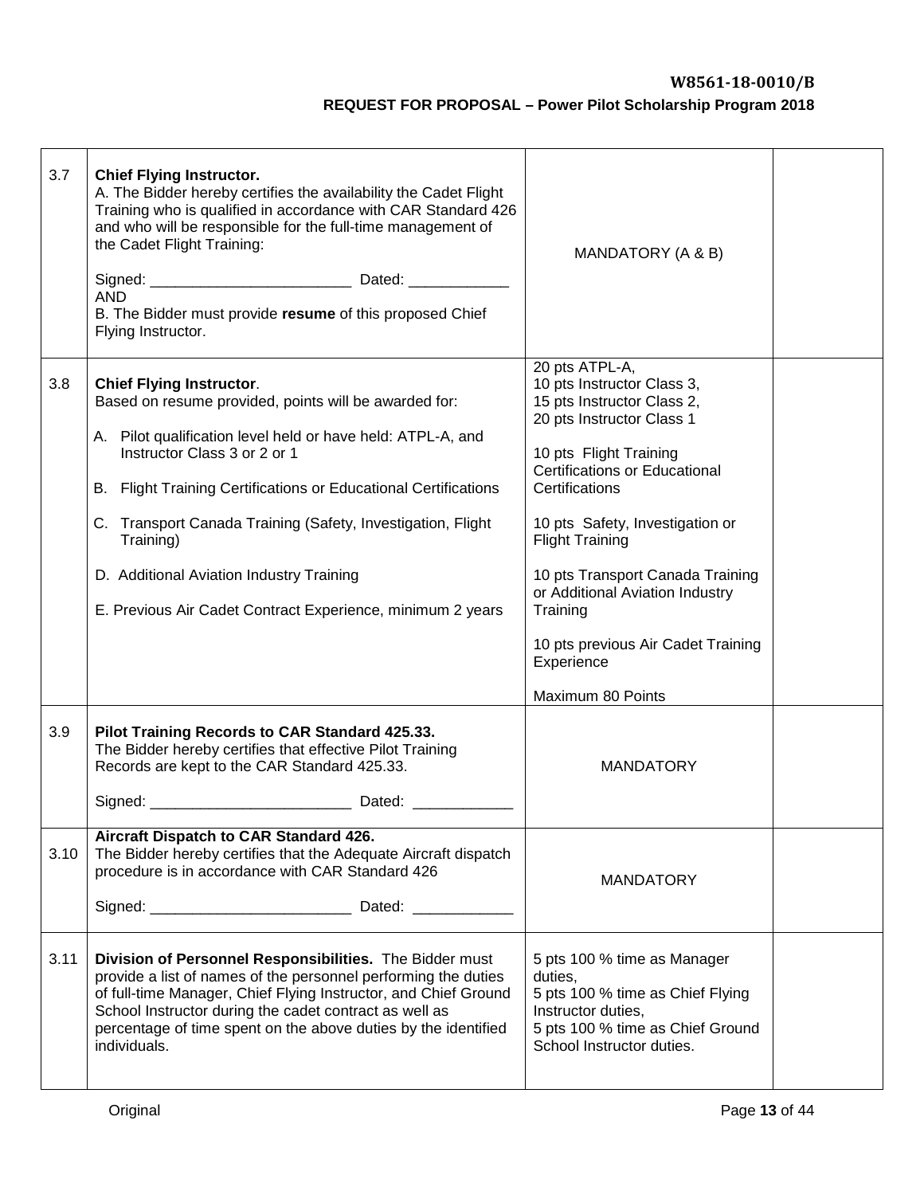| | | | |
|---|---|---|---|
| 3.7 | **Chief Flying Instructor.**<br>A. The Bidder hereby certifies the availability the Cadet Flight Training who is qualified in accordance with CAR Standard 426 and who will be responsible for the full-time management of the Cadet Flight Training:<br><br>Signed: ________________________ Dated: ____________<br>AND<br>B. The Bidder must provide **resume** of this proposed Chief Flying Instructor. | MANDATORY (A & B) | |
| 3.8 | **Chief Flying Instructor**.<br>Based on resume provided, points will be awarded for:<br><br>A. Pilot qualification level held or have held: ATPL-A, and Instructor Class 3 or 2 or 1<br><br>B. Flight Training Certifications or Educational Certifications<br><br>C. Transport Canada Training (Safety, Investigation, Flight Training)<br><br>D. Additional Aviation Industry Training<br><br>E. Previous Air Cadet Contract Experience, minimum 2 years | 20 pts ATPL-A,<br>10 pts Instructor Class 3,<br>15 pts Instructor Class 2,<br>20 pts Instructor Class 1<br><br>10 pts Flight Training Certifications or Educational Certifications<br><br>10 pts Safety, Investigation or Flight Training<br><br>10 pts Transport Canada Training or Additional Aviation Industry Training<br><br>10 pts previous Air Cadet Training Experience<br><br>Maximum 80 Points | |
| 3.9 | **Pilot Training Records to CAR Standard 425.33.**<br>The Bidder hereby certifies that effective Pilot Training Records are kept to the CAR Standard 425.33.<br><br>Signed: ________________________ Dated: ____________ | MANDATORY | |
| 3.10 | **Aircraft Dispatch to CAR Standard 426.**<br>The Bidder hereby certifies that the Adequate Aircraft dispatch procedure is in accordance with CAR Standard 426<br><br>Signed: ________________________ Dated: ____________ | MANDATORY | |
| 3.11 | **Division of Personnel Responsibilities.** The Bidder must provide a list of names of the personnel performing the duties of full-time Manager, Chief Flying Instructor, and Chief Ground School Instructor during the cadet contract as well as percentage of time spent on the above duties by the identified individuals. | 5 pts 100 % time as Manager duties,<br>5 pts 100 % time as Chief Flying Instructor duties,<br>5 pts 100 % time as Chief Ground School Instructor duties. | |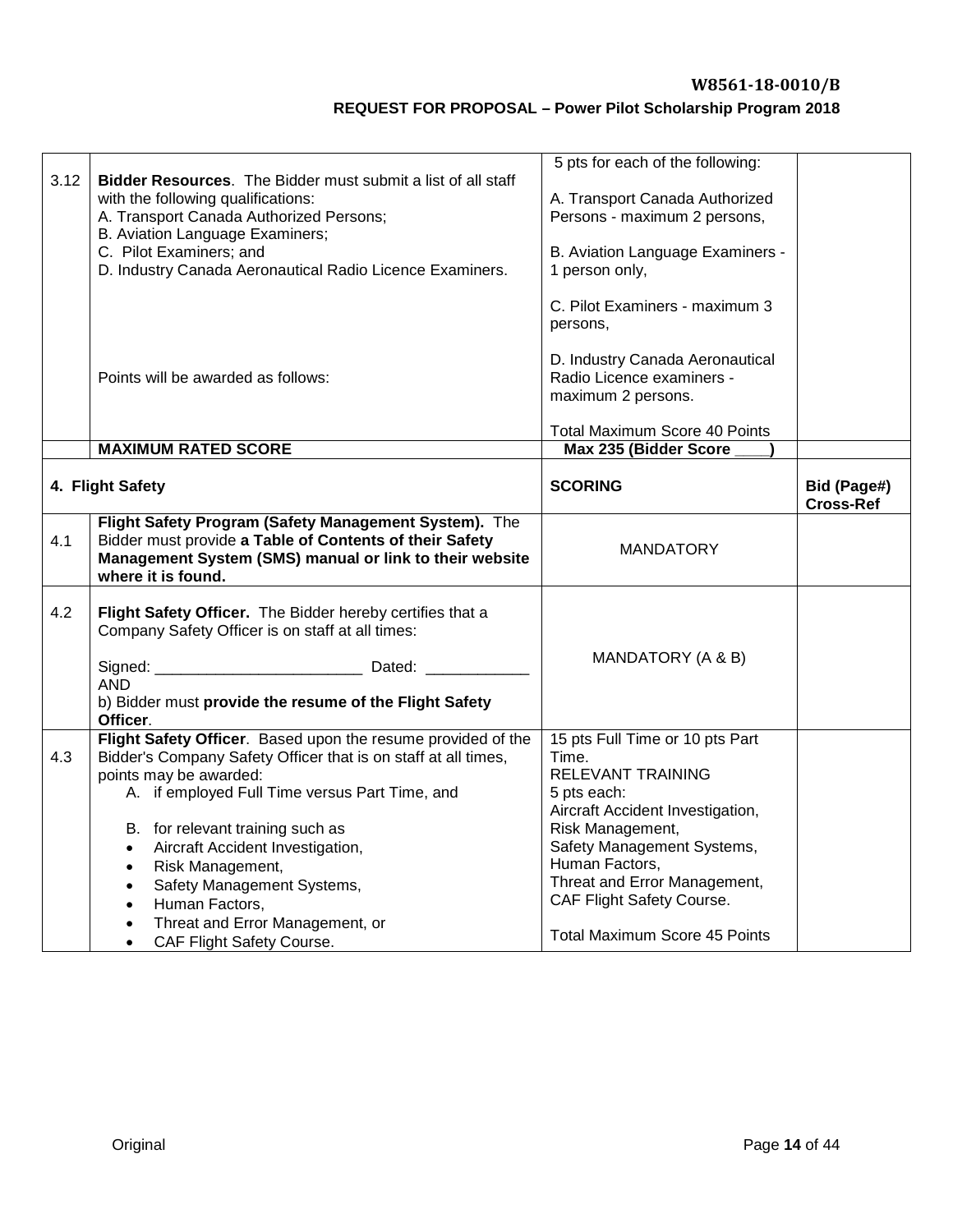| | | | |
|---|---|---|---|
| 3.12 | **Bidder Resources**. The Bidder must submit a list of all staff with the following qualifications:<br>A. Transport Canada Authorized Persons;<br>B. Aviation Language Examiners;<br>C. Pilot Examiners; and<br>D. Industry Canada Aeronautical Radio Licence Examiners.<br><br>Points will be awarded as follows: | 5 pts for each of the following:<br><br>A. Transport Canada Authorized Persons - maximum 2 persons,<br><br>B. Aviation Language Examiners - 1 person only,<br><br>C. Pilot Examiners - maximum 3 persons,<br><br>D. Industry Canada Aeronautical Radio Licence examiners - maximum 2 persons.<br><br>Total Maximum Score 40 Points | |
| | **MAXIMUM RATED SCORE** | **Max 235 (Bidder Score ____)** | |
| **4. Flight Safety** | | **SCORING** | **Bid (Page#) Cross-Ref** |
| 4.1 | **Flight Safety Program (Safety Management System).** The Bidder must provide **a Table of Contents of their Safety Management System (SMS) manual or link to their website where it is found.** | MANDATORY | |
| 4.2 | **Flight Safety Officer.** The Bidder hereby certifies that a Company Safety Officer is on staff at all times:<br><br>Signed: ________________________ Dated: ____________<br>AND<br>b) Bidder must **provide the resume of the Flight Safety Officer**. | MANDATORY (A & B) | |
| 4.3 | **Flight Safety Officer**. Based upon the resume provided of the Bidder's Company Safety Officer that is on staff at all times, points may be awarded:<br>A. if employed Full Time versus Part Time, and<br><br>B. for relevant training such as<br>• Aircraft Accident Investigation,<br>• Risk Management,<br>• Safety Management Systems,<br>• Human Factors,<br>• Threat and Error Management, or<br>• CAF Flight Safety Course. | 15 pts Full Time or 10 pts Part Time.<br>RELEVANT TRAINING<br>5 pts each:<br>Aircraft Accident Investigation,<br>Risk Management,<br>Safety Management Systems,<br>Human Factors,<br>Threat and Error Management,<br>CAF Flight Safety Course.<br><br>Total Maximum Score 45 Points | |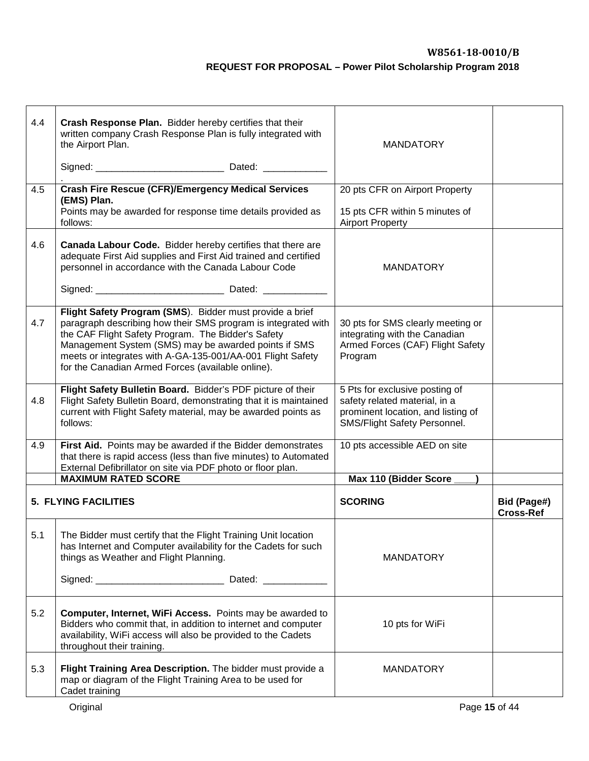| | | | |
|---|---|---|---|
| 4.4 | **Crash Response Plan.** Bidder hereby certifies that their written company Crash Response Plan is fully integrated with the Airport Plan.<br><br>Signed: ________________________ Dated: ____________<br>. | MANDATORY | |
| 4.5 | **Crash Fire Rescue (CFR)/Emergency Medical Services (EMS) Plan.**<br>Points may be awarded for response time details provided as follows: | 20 pts CFR on Airport Property<br><br>15 pts CFR within 5 minutes of Airport Property | |
| 4.6 | **Canada Labour Code.** Bidder hereby certifies that there are adequate First Aid supplies and First Aid trained and certified personnel in accordance with the Canada Labour Code<br><br>Signed: ________________________ Dated: ____________ | MANDATORY | |
| 4.7 | **Flight Safety Program (SMS**). Bidder must provide a brief paragraph describing how their SMS program is integrated with the CAF Flight Safety Program. The Bidder's Safety Management System (SMS) may be awarded points if SMS meets or integrates with A-GA-135-001/AA-001 Flight Safety for the Canadian Armed Forces (available online). | 30 pts for SMS clearly meeting or integrating with the Canadian Armed Forces (CAF) Flight Safety Program | |
| 4.8 | **Flight Safety Bulletin Board.** Bidder's PDF picture of their Flight Safety Bulletin Board, demonstrating that it is maintained current with Flight Safety material, may be awarded points as follows: | 5 Pts for exclusive posting of safety related material, in a prominent location, and listing of SMS/Flight Safety Personnel. | |
| 4.9 | **First Aid.** Points may be awarded if the Bidder demonstrates that there is rapid access (less than five minutes) to Automated External Defibrillator on site via PDF photo or floor plan. | 10 pts accessible AED on site | |
| | **MAXIMUM RATED SCORE** | **Max 110 (Bidder Score ____)** | |
| **5. FLYING FACILITIES** | | **SCORING** | **Bid (Page#) Cross-Ref** |
| 5.1 | The Bidder must certify that the Flight Training Unit location has Internet and Computer availability for the Cadets for such things as Weather and Flight Planning.<br><br>Signed: ________________________ Dated: ____________ | MANDATORY | |
| 5.2 | **Computer, Internet, WiFi Access.** Points may be awarded to Bidders who commit that, in addition to internet and computer availability, WiFi access will also be provided to the Cadets throughout their training. | 10 pts for WiFi | |
| 5.3 | **Flight Training Area Description.** The bidder must provide a map or diagram of the Flight Training Area to be used for Cadet training | MANDATORY | |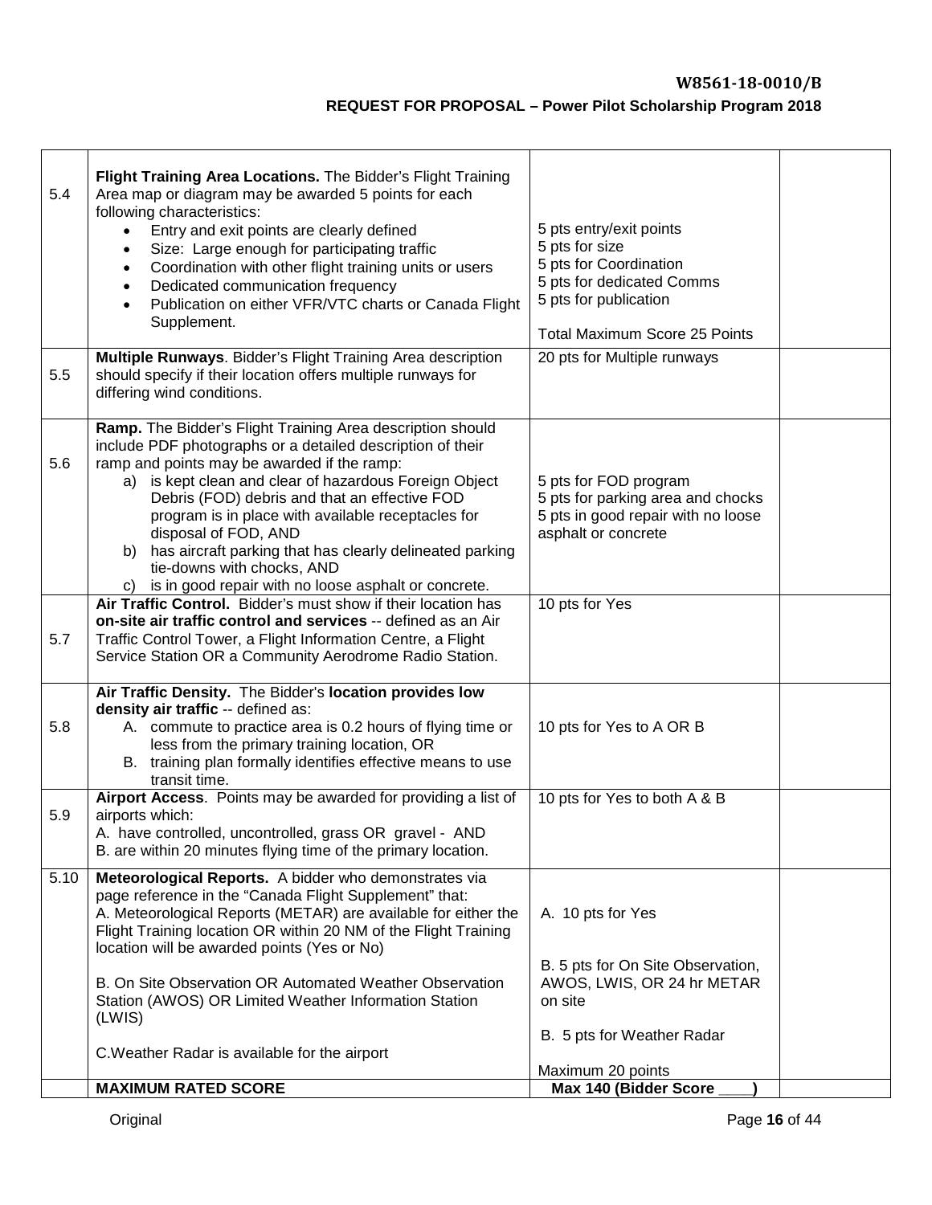| 5.4 | **Flight Training Area Locations.** The Bidder's Flight Training Area map or diagram may be awarded 5 points for each following characteristics:<br>• Entry and exit points are clearly defined<br>• Size: Large enough for participating traffic<br>• Coordination with other flight training units or users<br>• Dedicated communication frequency<br>• Publication on either VFR/VTC charts or Canada Flight Supplement. | 5 pts entry/exit points<br>5 pts for size<br>5 pts for Coordination<br>5 pts for dedicated Comms<br>5 pts for publication<br><br>Total Maximum Score 25 Points | |
|---|---|---|---|
| 5.5 | **Multiple Runways**. Bidder's Flight Training Area description should specify if their location offers multiple runways for differing wind conditions. | 20 pts for Multiple runways | |
| 5.6 | **Ramp.** The Bidder's Flight Training Area description should include PDF photographs or a detailed description of their ramp and points may be awarded if the ramp:<br>a) is kept clean and clear of hazardous Foreign Object Debris (FOD) debris and that an effective FOD program is in place with available receptacles for disposal of FOD, AND<br>b) has aircraft parking that has clearly delineated parking tie-downs with chocks, AND<br>c) is in good repair with no loose asphalt or concrete. | 5 pts for FOD program<br>5 pts for parking area and chocks<br>5 pts in good repair with no loose asphalt or concrete | |
| 5.7 | **Air Traffic Control.** Bidder's must show if their location has **on-site air traffic control and services** -- defined as an Air Traffic Control Tower, a Flight Information Centre, a Flight Service Station OR a Community Aerodrome Radio Station. | 10 pts for Yes | |
| 5.8 | **Air Traffic Density.** The Bidder's **location provides low density air traffic** -- defined as:<br>A. commute to practice area is 0.2 hours of flying time or less from the primary training location, OR<br>B. training plan formally identifies effective means to use transit time. | 10 pts for Yes to A OR B | |
| 5.9 | **Airport Access**. Points may be awarded for providing a list of airports which:<br>A. have controlled, uncontrolled, grass OR gravel - AND<br>B. are within 20 minutes flying time of the primary location. | 10 pts for Yes to both A & B | |
| 5.10 | **Meteorological Reports.** A bidder who demonstrates via page reference in the "Canada Flight Supplement" that:<br>A. Meteorological Reports (METAR) are available for either the Flight Training location OR within 20 NM of the Flight Training location will be awarded points (Yes or No)<br><br>B. On Site Observation OR Automated Weather Observation Station (AWOS) OR Limited Weather Information Station (LWIS)<br><br>C.Weather Radar is available for the airport | A. 10 pts for Yes<br><br>B. 5 pts for On Site Observation, AWOS, LWIS, OR 24 hr METAR on site<br><br>B. 5 pts for Weather Radar<br><br>Maximum 20 points | |
| | **MAXIMUM RATED SCORE** | **Max 140 (Bidder Score ____)** | |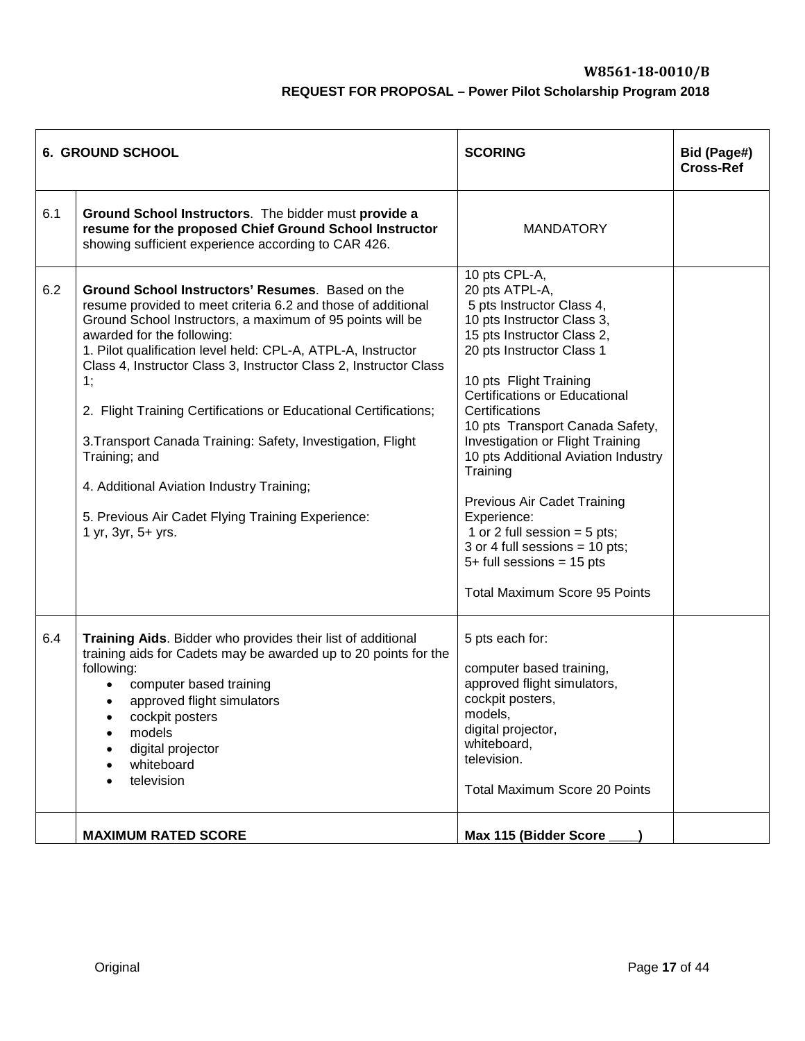| 6. GROUND SCHOOL | | SCORING | Bid (Page#) Cross-Ref |
|---|---|---|---|
| 6.1 | **Ground School Instructors**. The bidder must **provide a resume for the proposed Chief Ground School Instructor** showing sufficient experience according to CAR 426. | MANDATORY | |
| 6.2 | **Ground School Instructors' Resumes**. Based on the resume provided to meet criteria 6.2 and those of additional Ground School Instructors, a maximum of 95 points will be awarded for the following:<br>1. Pilot qualification level held: CPL-A, ATPL-A, Instructor Class 4, Instructor Class 3, Instructor Class 2, Instructor Class 1;<br><br>2. Flight Training Certifications or Educational Certifications;<br><br>3.Transport Canada Training: Safety, Investigation, Flight Training; and<br><br>4. Additional Aviation Industry Training;<br><br>5. Previous Air Cadet Flying Training Experience:<br>1 yr, 3yr, 5+ yrs. | 10 pts CPL-A,<br>20 pts ATPL-A,<br>5 pts Instructor Class 4,<br>10 pts Instructor Class 3,<br>15 pts Instructor Class 2,<br>20 pts Instructor Class 1<br><br>10 pts Flight Training Certifications or Educational Certifications<br>10 pts Transport Canada Safety, Investigation or Flight Training<br>10 pts Additional Aviation Industry Training<br><br>Previous Air Cadet Training Experience:<br>1 or 2 full session = 5 pts;<br>3 or 4 full sessions = 10 pts;<br>5+ full sessions = 15 pts<br><br>Total Maximum Score 95 Points | |
| 6.4 | **Training Aids**. Bidder who provides their list of additional training aids for Cadets may be awarded up to 20 points for the following:<br>• computer based training<br>• approved flight simulators<br>• cockpit posters<br>• models<br>• digital projector<br>• whiteboard<br>• television | 5 pts each for:<br><br>computer based training,<br>approved flight simulators,<br>cockpit posters,<br>models,<br>digital projector,<br>whiteboard,<br>television.<br><br>Total Maximum Score 20 Points | |
| | **MAXIMUM RATED SCORE** | **Max 115 (Bidder Score ____)** | |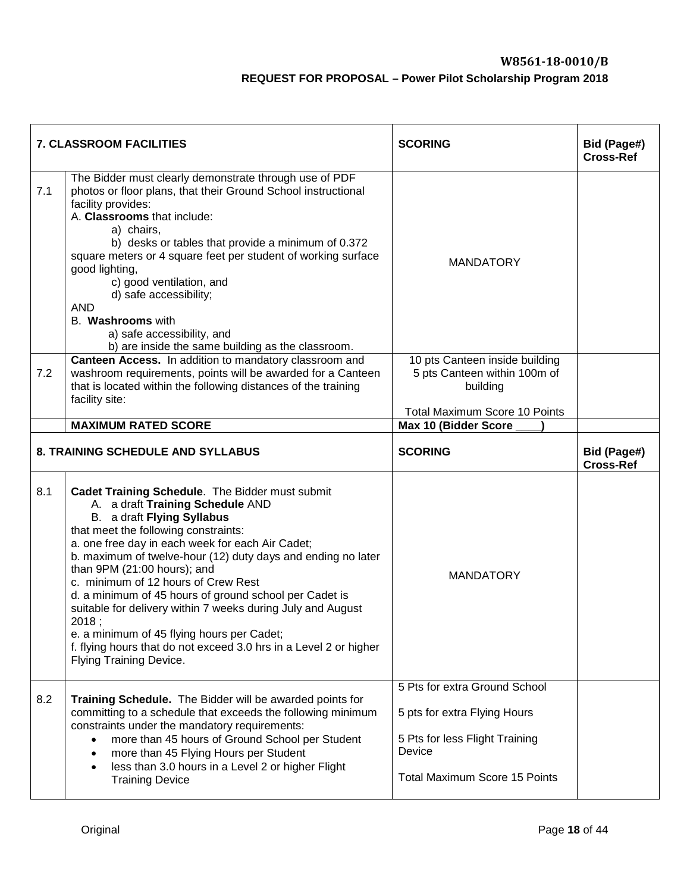| 7. CLASSROOM FACILITIES | | SCORING | Bid (Page#) Cross-Ref |
|---|---|---|---|
| 7.1 | The Bidder must clearly demonstrate through use of PDF photos or floor plans, that their Ground School instructional facility provides:<br>A. **Classrooms** that include:<br>a) chairs,<br>b) desks or tables that provide a minimum of 0.372 square meters or 4 square feet per student of working surface good lighting,<br>c) good ventilation, and<br>d) safe accessibility;<br>AND<br>B. **Washrooms** with<br>a) safe accessibility, and<br>b) are inside the same building as the classroom. | MANDATORY | |
| 7.2 | **Canteen Access.** In addition to mandatory classroom and washroom requirements, points will be awarded for a Canteen that is located within the following distances of the training facility site: | 10 pts Canteen inside building<br>5 pts Canteen within 100m of building<br><br>Total Maximum Score 10 Points | |
| | **MAXIMUM RATED SCORE** | **Max 10 (Bidder Score ____)** | |

| 8. TRAINING SCHEDULE AND SYLLABUS | | SCORING | Bid (Page#) Cross-Ref |
|---|---|---|---|
| 8.1 | **Cadet Training Schedule**. The Bidder must submit<br>A. a draft **Training Schedule** AND<br>B. a draft **Flying Syllabus**<br>that meet the following constraints:<br>a. one free day in each week for each Air Cadet;<br>b. maximum of twelve-hour (12) duty days and ending no later than 9PM (21:00 hours); and<br>c. minimum of 12 hours of Crew Rest<br>d. a minimum of 45 hours of ground school per Cadet is suitable for delivery within 7 weeks during July and August 2018 ;<br>e. a minimum of 45 flying hours per Cadet;<br>f. flying hours that do not exceed 3.0 hrs in a Level 2 or higher Flying Training Device. | MANDATORY | |
| 8.2 | **Training Schedule.** The Bidder will be awarded points for committing to a schedule that exceeds the following minimum constraints under the mandatory requirements:<br>• more than 45 hours of Ground School per Student<br>• more than 45 Flying Hours per Student<br>• less than 3.0 hours in a Level 2 or higher Flight Training Device | 5 Pts for extra Ground School<br><br>5 pts for extra Flying Hours<br><br>5 Pts for less Flight Training Device<br><br>Total Maximum Score 15 Points | |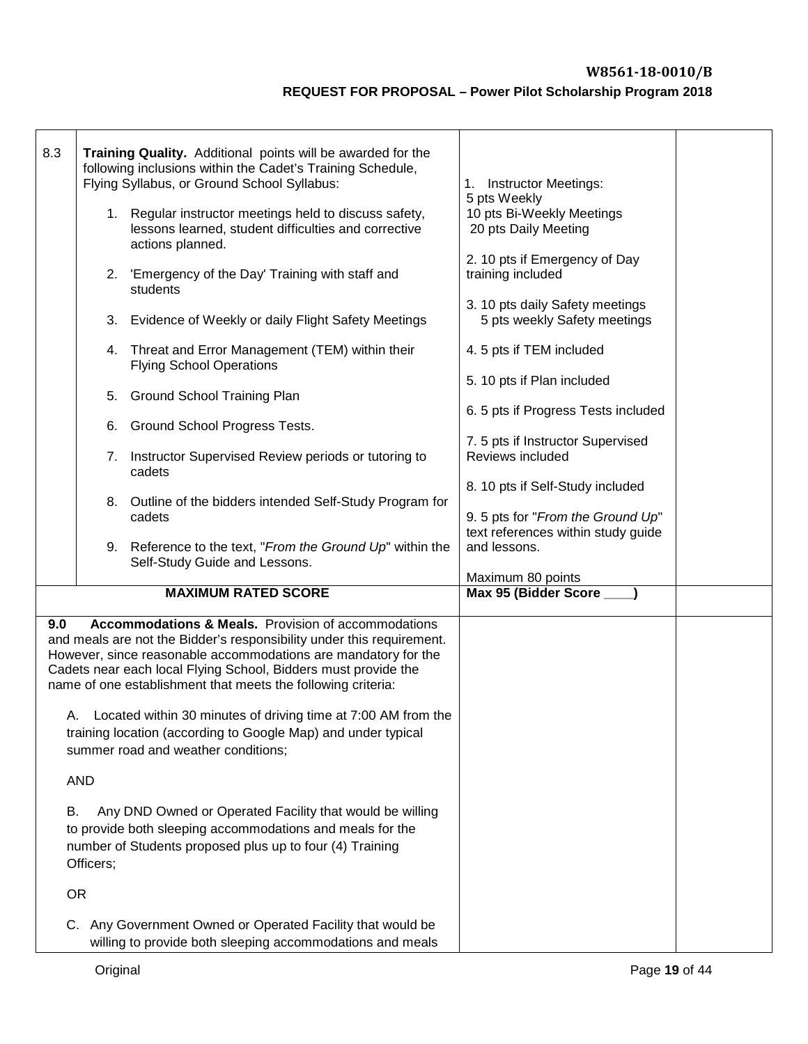| | | | |
|---|---|---|---|
| 8.3 | **Training Quality.** Additional points will be awarded for the following inclusions within the Cadet's Training Schedule, Flying Syllabus, or Ground School Syllabus:<br><br>1. Regular instructor meetings held to discuss safety, lessons learned, student difficulties and corrective actions planned.<br><br>2. 'Emergency of the Day' Training with staff and students<br><br>3. Evidence of Weekly or daily Flight Safety Meetings<br><br>4. Threat and Error Management (TEM) within their Flying School Operations<br><br>5. Ground School Training Plan<br><br>6. Ground School Progress Tests.<br><br>7. Instructor Supervised Review periods or tutoring to cadets<br><br>8. Outline of the bidders intended Self-Study Program for cadets<br><br>9. Reference to the text, "*From the Ground Up*" within the Self-Study Guide and Lessons. | 1. Instructor Meetings:<br>5 pts Weekly<br>10 pts Bi-Weekly Meetings<br>20 pts Daily Meeting<br><br>2. 10 pts if Emergency of Day training included<br><br>3. 10 pts daily Safety meetings<br>5 pts weekly Safety meetings<br><br>4. 5 pts if TEM included<br><br>5. 10 pts if Plan included<br><br>6. 5 pts if Progress Tests included<br><br>7. 5 pts if Instructor Supervised Reviews included<br><br>8. 10 pts if Self-Study included<br><br>9. 5 pts for "*From the Ground Up*" text references within study guide and lessons.<br><br>Maximum 80 points | |
| | **MAXIMUM RATED SCORE** | **Max 95 (Bidder Score ____)** | |
| **9.0** | **Accommodations & Meals.** Provision of accommodations and meals are not the Bidder's responsibility under this requirement. However, since reasonable accommodations are mandatory for the Cadets near each local Flying School, Bidders must provide the name of one establishment that meets the following criteria:<br><br>A. Located within 30 minutes of driving time at 7:00 AM from the training location (according to Google Map) and under typical summer road and weather conditions;<br><br>AND<br><br>B. Any DND Owned or Operated Facility that would be willing to provide both sleeping accommodations and meals for the number of Students proposed plus up to four (4) Training Officers;<br><br>OR<br><br>C. Any Government Owned or Operated Facility that would be willing to provide both sleeping accommodations and meals | | |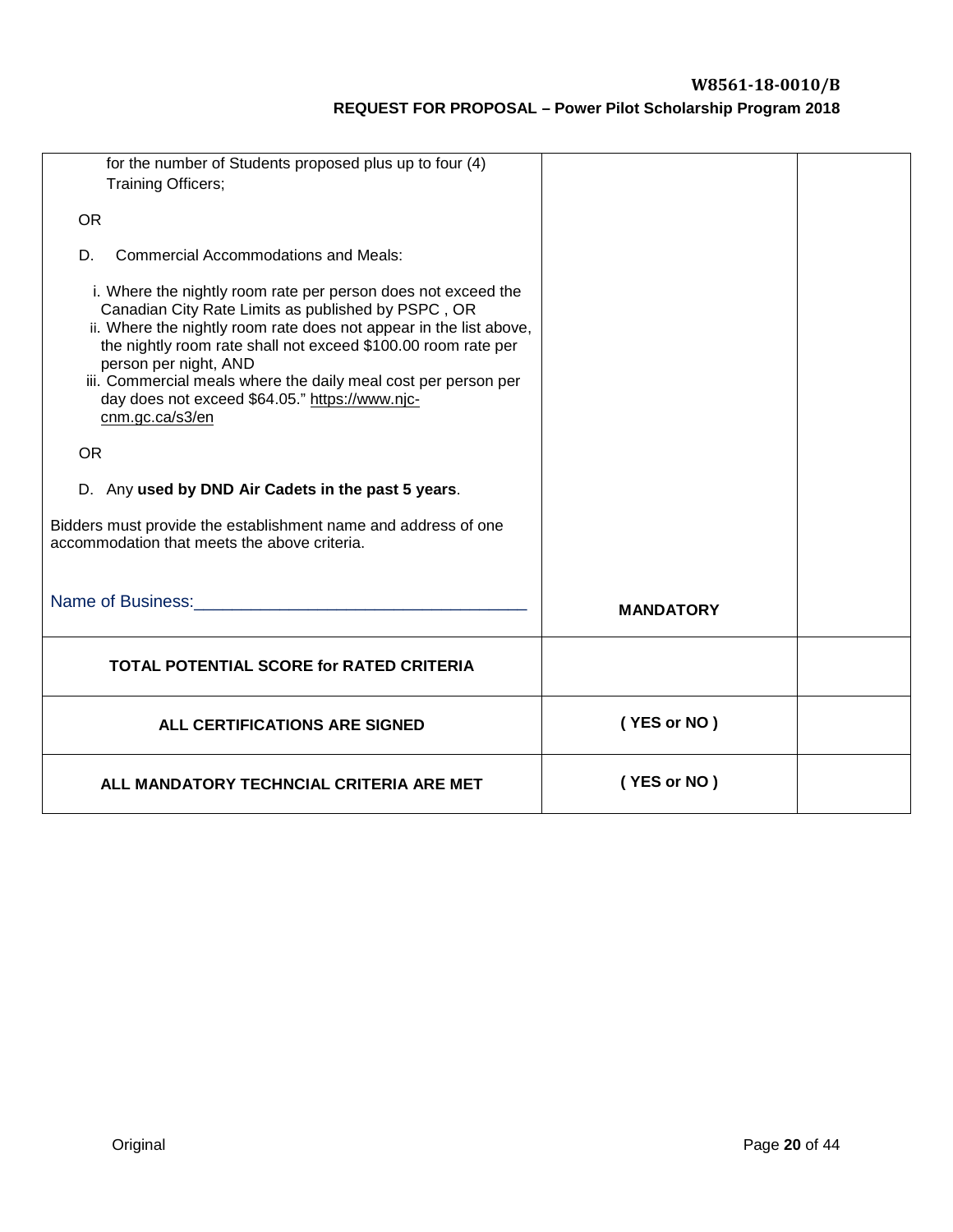| | | |
|---|---|---|
| for the number of Students proposed plus up to four (4) Training Officers;<br><br>OR<br><br>D. Commercial Accommodations and Meals:<br><br>i. Where the nightly room rate per person does not exceed the Canadian City Rate Limits as published by PSPC , OR<br>ii. Where the nightly room rate does not appear in the list above, the nightly room rate shall not exceed $100.00 room rate per person per night, AND<br>iii. Commercial meals where the daily meal cost per person per day does not exceed $64.05." https://www.njc-cnm.gc.ca/s3/en<br><br>OR<br><br>D. Any **used by DND Air Cadets in the past 5 years**.<br><br>Bidders must provide the establishment name and address of one accommodation that meets the above criteria.<br><br>Name of Business:___________________________________ | **MANDATORY** | |
| **TOTAL POTENTIAL SCORE for RATED CRITERIA** | | |
| **ALL CERTIFICATIONS ARE SIGNED** | **( YES or NO )** | |
| **ALL MANDATORY TECHNCIAL CRITERIA ARE MET** | **( YES or NO )** | |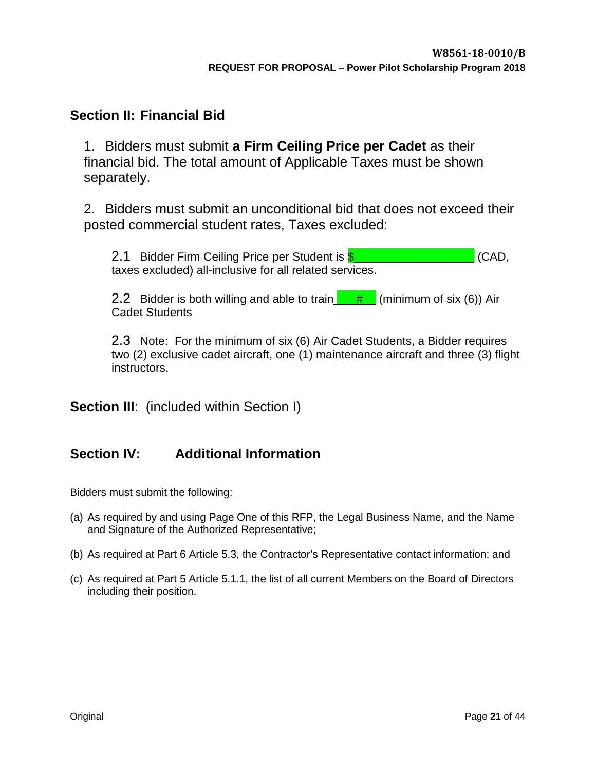## Section II: Financial Bid

1. Bidders must submit **a Firm Ceiling Price per Cadet** as their financial bid. The total amount of Applicable Taxes must be shown separately.

2. Bidders must submit an unconditional bid that does not exceed their posted commercial student rates, Taxes excluded:

   2.1 Bidder Firm Ceiling Price per Student is $___________________ (CAD, taxes excluded) all-inclusive for all related services.

   2.2 Bidder is both willing and able to train ___#___ (minimum of six (6)) Air Cadet Students

   2.3 Note: For the minimum of six (6) Air Cadet Students, a Bidder requires two (2) exclusive cadet aircraft, one (1) maintenance aircraft and three (3) flight instructors.

## Section III: (included within Section I)

## Section IV: Additional Information

Bidders must submit the following:

(a) As required by and using Page One of this RFP, the Legal Business Name, and the Name and Signature of the Authorized Representative;

(b) As required at Part 6 Article 5.3, the Contractor's Representative contact information; and

(c) As required at Part 5 Article 5.1.1, the list of all current Members on the Board of Directors including their position.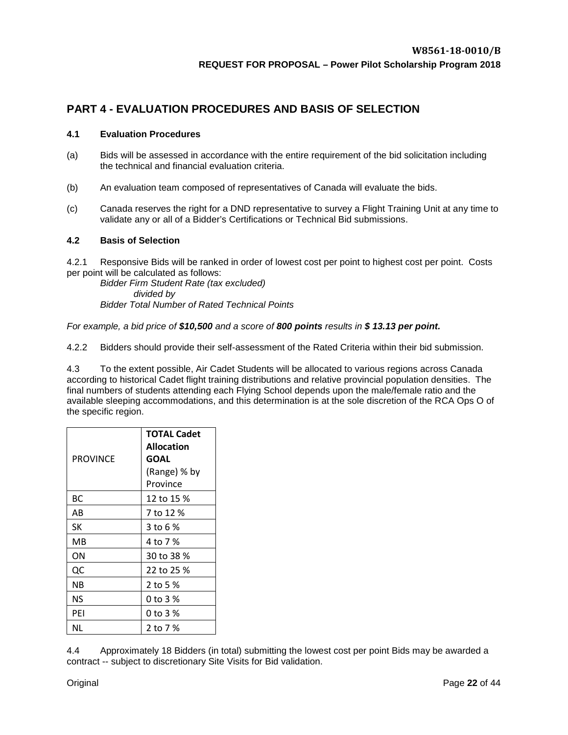## PART 4 - EVALUATION PROCEDURES AND BASIS OF SELECTION

### 4.1 Evaluation Procedures

(a) Bids will be assessed in accordance with the entire requirement of the bid solicitation including the technical and financial evaluation criteria.

(b) An evaluation team composed of representatives of Canada will evaluate the bids.

(c) Canada reserves the right for a DND representative to survey a Flight Training Unit at any time to validate any or all of a Bidder's Certifications or Technical Bid submissions.

### 4.2 Basis of Selection

4.2.1 Responsive Bids will be ranked in order of lowest cost per point to highest cost per point. Costs per point will be calculated as follows:

*Bidder Firm Student Rate (tax excluded)*
*divided by*
*Bidder Total Number of Rated Technical Points*

*For example, a bid price of **$10,500** and a score of **800 points** results in **$ 13.13 per point.***

4.2.2 Bidders should provide their self-assessment of the Rated Criteria within their bid submission.

4.3 To the extent possible, Air Cadet Students will be allocated to various regions across Canada according to historical Cadet flight training distributions and relative provincial population densities. The final numbers of students attending each Flying School depends upon the male/female ratio and the available sleeping accommodations, and this determination is at the sole discretion of the RCA Ops O of the specific region.

| PROVINCE | **TOTAL Cadet Allocation GOAL** (Range) % by Province |
|---|---|
| BC | 12 to 15 % |
| AB | 7 to 12 % |
| SK | 3 to 6 % |
| MB | 4 to 7 % |
| ON | 30 to 38 % |
| QC | 22 to 25 % |
| NB | 2 to 5 % |
| NS | 0 to 3 % |
| PEI | 0 to 3 % |
| NL | 2 to 7 % |

4.4 Approximately 18 Bidders (in total) submitting the lowest cost per point Bids may be awarded a contract -- subject to discretionary Site Visits for Bid validation.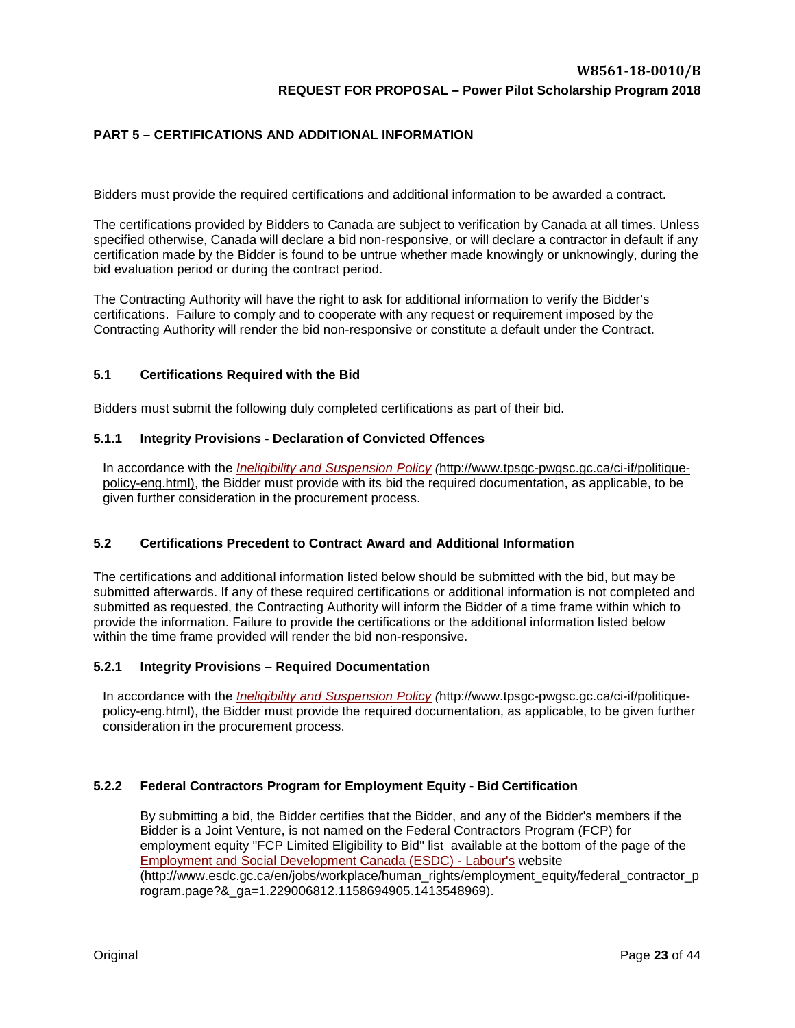## PART 5 – CERTIFICATIONS AND ADDITIONAL INFORMATION

Bidders must provide the required certifications and additional information to be awarded a contract.

The certifications provided by Bidders to Canada are subject to verification by Canada at all times. Unless specified otherwise, Canada will declare a bid non-responsive, or will declare a contractor in default if any certification made by the Bidder is found to be untrue whether made knowingly or unknowingly, during the bid evaluation period or during the contract period.

The Contracting Authority will have the right to ask for additional information to verify the Bidder's certifications. Failure to comply and to cooperate with any request or requirement imposed by the Contracting Authority will render the bid non-responsive or constitute a default under the Contract.

### 5.1 Certifications Required with the Bid

Bidders must submit the following duly completed certifications as part of their bid.

#### 5.1.1 Integrity Provisions - Declaration of Convicted Offences

In accordance with the *Ineligibility and Suspension Policy (*http://www.tpsgc-pwgsc.gc.ca/ci-if/politique-policy-eng.html), the Bidder must provide with its bid the required documentation, as applicable, to be given further consideration in the procurement process.

### 5.2 Certifications Precedent to Contract Award and Additional Information

The certifications and additional information listed below should be submitted with the bid, but may be submitted afterwards. If any of these required certifications or additional information is not completed and submitted as requested, the Contracting Authority will inform the Bidder of a time frame within which to provide the information. Failure to provide the certifications or the additional information listed below within the time frame provided will render the bid non-responsive.

#### 5.2.1 Integrity Provisions – Required Documentation

In accordance with the *Ineligibility and Suspension Policy (*http://www.tpsgc-pwgsc.gc.ca/ci-if/politique-policy-eng.html), the Bidder must provide the required documentation, as applicable, to be given further consideration in the procurement process.

#### 5.2.2 Federal Contractors Program for Employment Equity - Bid Certification

By submitting a bid, the Bidder certifies that the Bidder, and any of the Bidder's members if the Bidder is a Joint Venture, is not named on the Federal Contractors Program (FCP) for employment equity "FCP Limited Eligibility to Bid" list available at the bottom of the page of the Employment and Social Development Canada (ESDC) - Labour's website (http://www.esdc.gc.ca/en/jobs/workplace/human_rights/employment_equity/federal_contractor_program.page?&_ga=1.229006812.1158694905.1413548969).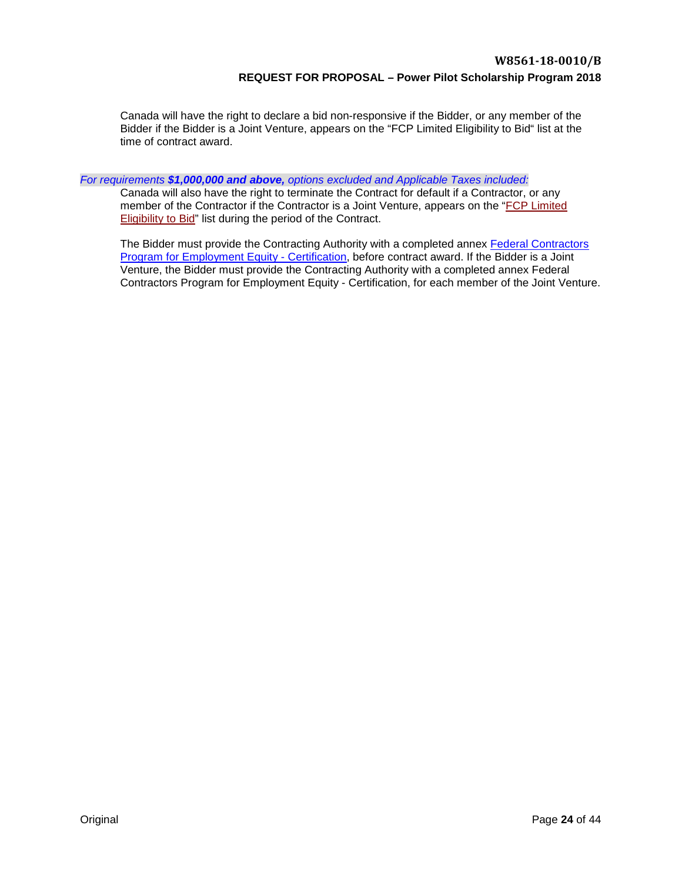Canada will have the right to declare a bid non-responsive if the Bidder, or any member of the Bidder if the Bidder is a Joint Venture, appears on the "FCP Limited Eligibility to Bid" list at the time of contract award.

*For requirements **$1,000,000 and above,** options excluded and Applicable Taxes included:*

Canada will also have the right to terminate the Contract for default if a Contractor, or any member of the Contractor if the Contractor is a Joint Venture, appears on the "FCP Limited Eligibility to Bid" list during the period of the Contract.

The Bidder must provide the Contracting Authority with a completed annex Federal Contractors Program for Employment Equity - Certification, before contract award. If the Bidder is a Joint Venture, the Bidder must provide the Contracting Authority with a completed annex Federal Contractors Program for Employment Equity - Certification, for each member of the Joint Venture.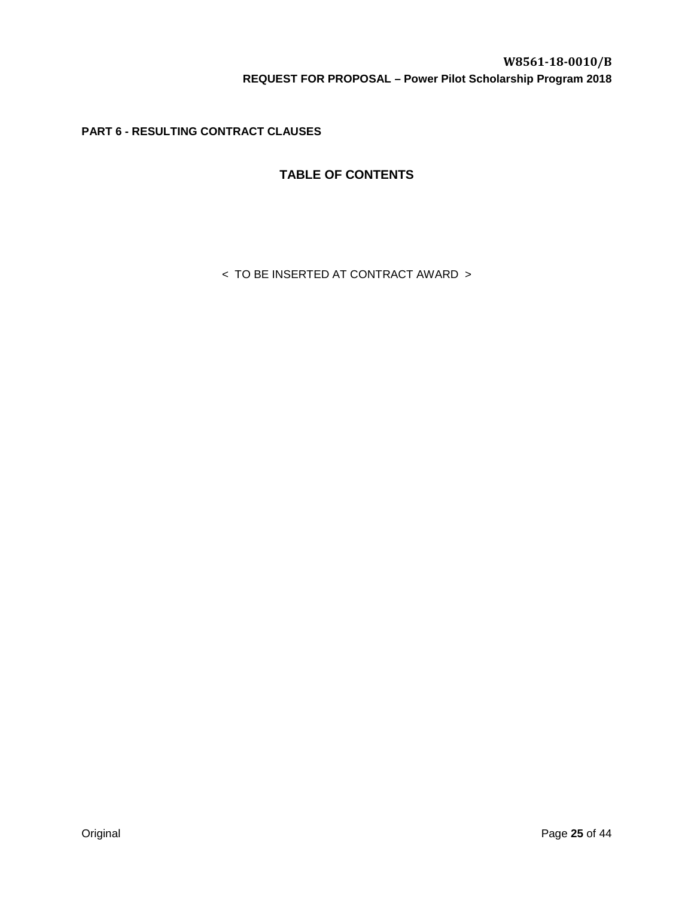## PART 6 - RESULTING CONTRACT CLAUSES

### TABLE OF CONTENTS

< TO BE INSERTED AT CONTRACT AWARD >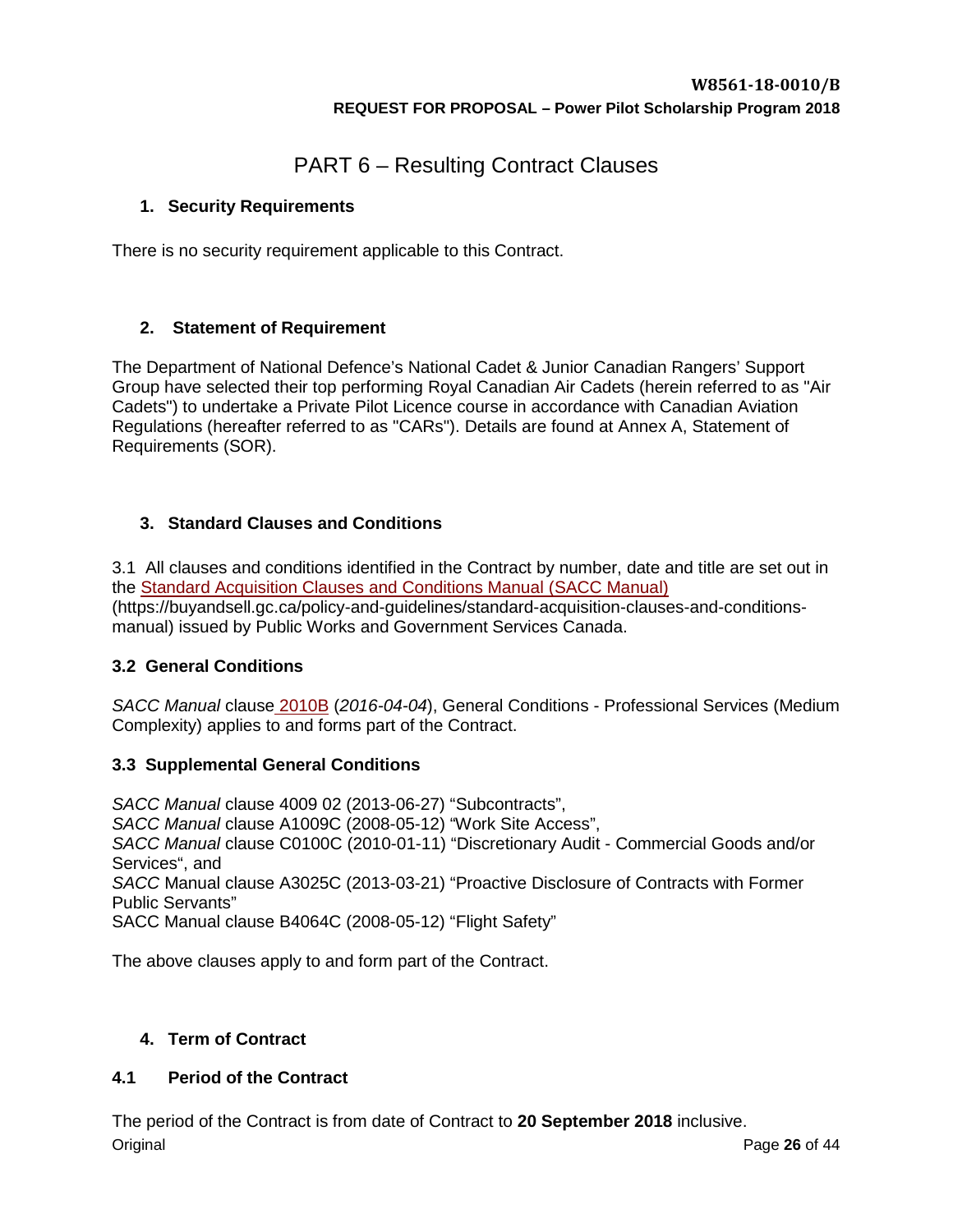# PART 6 – Resulting Contract Clauses

## 1. Security Requirements

There is no security requirement applicable to this Contract.

## 2. Statement of Requirement

The Department of National Defence's National Cadet & Junior Canadian Rangers' Support Group have selected their top performing Royal Canadian Air Cadets (herein referred to as "Air Cadets") to undertake a Private Pilot Licence course in accordance with Canadian Aviation Regulations (hereafter referred to as "CARs"). Details are found at Annex A, Statement of Requirements (SOR).

## 3. Standard Clauses and Conditions

3.1 All clauses and conditions identified in the Contract by number, date and title are set out in the Standard Acquisition Clauses and Conditions Manual (SACC Manual) (https://buyandsell.gc.ca/policy-and-guidelines/standard-acquisition-clauses-and-conditions-manual) issued by Public Works and Government Services Canada.

### 3.2 General Conditions

*SACC Manual* clause 2010B (*2016-04-04*), General Conditions - Professional Services (Medium Complexity) applies to and forms part of the Contract.

### 3.3 Supplemental General Conditions

*SACC Manual* clause 4009 02 (2013-06-27) "Subcontracts",
*SACC Manual* clause A1009C (2008-05-12) "Work Site Access",
*SACC Manual* clause C0100C (2010-01-11) "Discretionary Audit - Commercial Goods and/or Services", and
*SACC* Manual clause A3025C (2013-03-21) "Proactive Disclosure of Contracts with Former Public Servants"
SACC Manual clause B4064C (2008-05-12) "Flight Safety"

The above clauses apply to and form part of the Contract.

## 4. Term of Contract

### 4.1 Period of the Contract

The period of the Contract is from date of Contract to **20 September 2018** inclusive.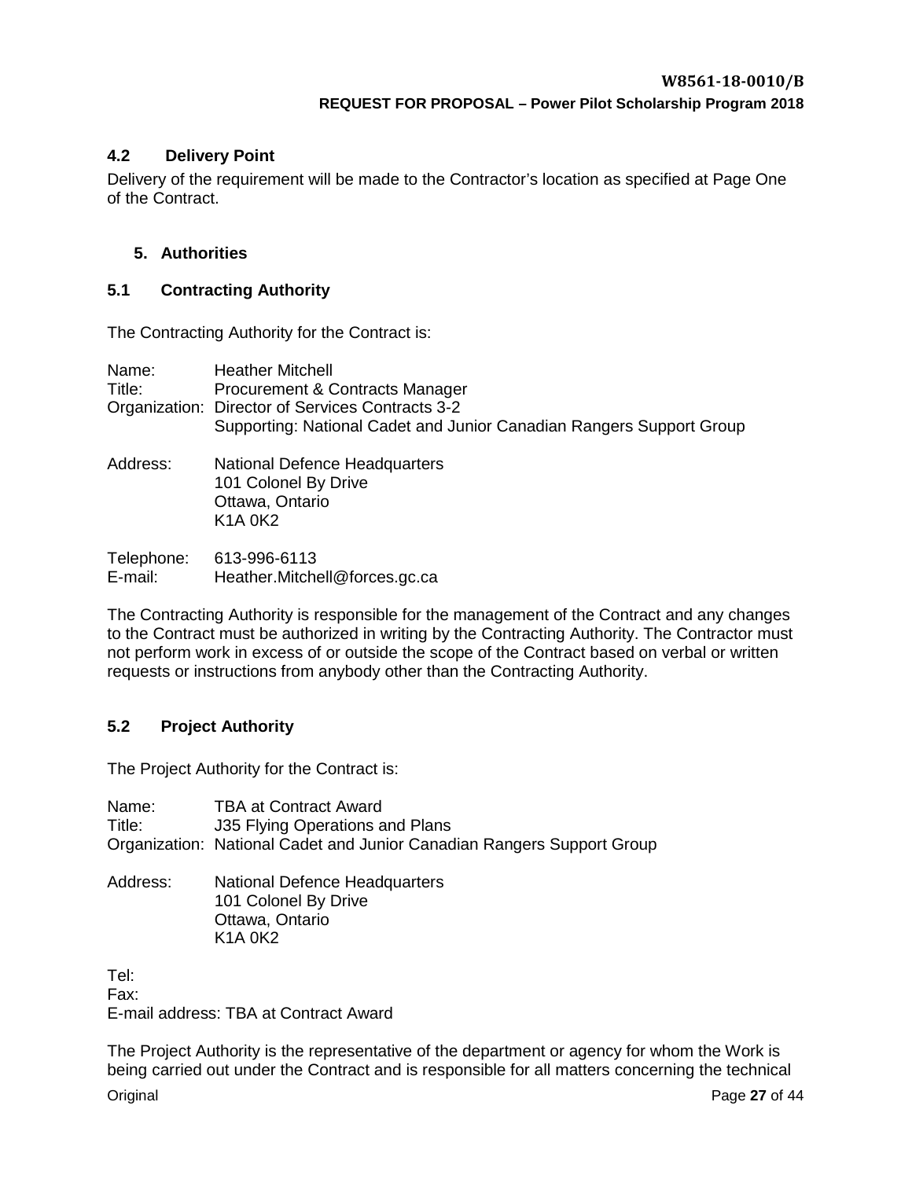### 4.2 Delivery Point

Delivery of the requirement will be made to the Contractor's location as specified at Page One of the Contract.

## 5. Authorities

### 5.1 Contracting Authority

The Contracting Authority for the Contract is:

Name: Heather Mitchell
Title: Procurement & Contracts Manager
Organization: Director of Services Contracts 3-2
Supporting: National Cadet and Junior Canadian Rangers Support Group

Address: National Defence Headquarters
101 Colonel By Drive
Ottawa, Ontario
K1A 0K2

Telephone: 613-996-6113
E-mail: Heather.Mitchell@forces.gc.ca

The Contracting Authority is responsible for the management of the Contract and any changes to the Contract must be authorized in writing by the Contracting Authority. The Contractor must not perform work in excess of or outside the scope of the Contract based on verbal or written requests or instructions from anybody other than the Contracting Authority.

### 5.2 Project Authority

The Project Authority for the Contract is:

Name: TBA at Contract Award
Title: J35 Flying Operations and Plans
Organization: National Cadet and Junior Canadian Rangers Support Group

Address: National Defence Headquarters
101 Colonel By Drive
Ottawa, Ontario
K1A 0K2

Tel:
Fax:
E-mail address: TBA at Contract Award

The Project Authority is the representative of the department or agency for whom the Work is being carried out under the Contract and is responsible for all matters concerning the technical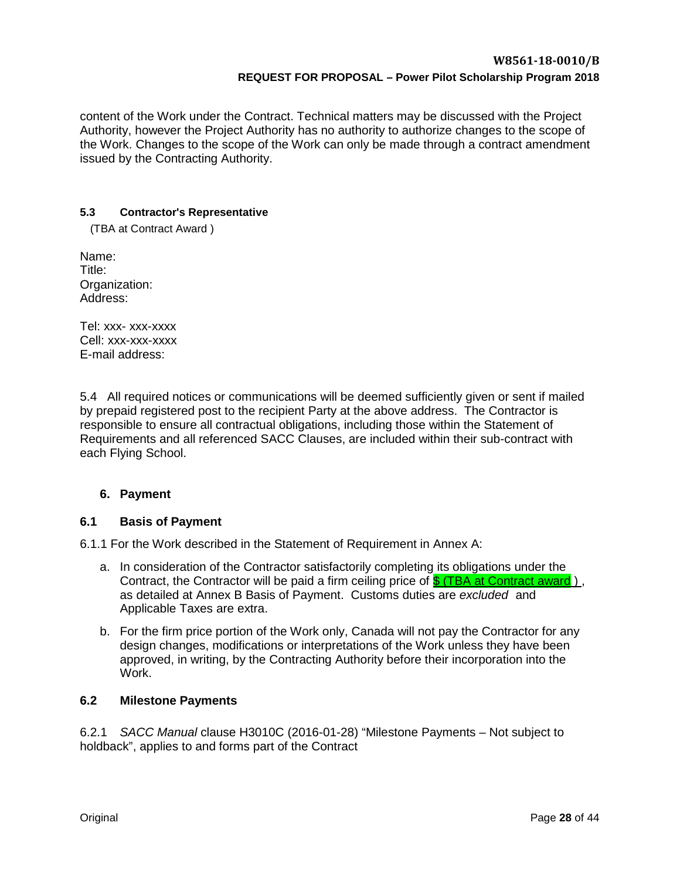content of the Work under the Contract. Technical matters may be discussed with the Project Authority, however the Project Authority has no authority to authorize changes to the scope of the Work. Changes to the scope of the Work can only be made through a contract amendment issued by the Contracting Authority.

### 5.3 Contractor's Representative

(TBA at Contract Award )

Name:
Title:
Organization:
Address:

Tel: xxx- xxx-xxxx
Cell: xxx-xxx-xxxx
E-mail address:

5.4 All required notices or communications will be deemed sufficiently given or sent if mailed by prepaid registered post to the recipient Party at the above address. The Contractor is responsible to ensure all contractual obligations, including those within the Statement of Requirements and all referenced SACC Clauses, are included within their sub-contract with each Flying School.

## 6. Payment

### 6.1 Basis of Payment

6.1.1 For the Work described in the Statement of Requirement in Annex A:

a. In consideration of the Contractor satisfactorily completing its obligations under the Contract, the Contractor will be paid a firm ceiling price of $ (TBA at Contract award ), as detailed at Annex B Basis of Payment. Customs duties are *excluded* and Applicable Taxes are extra.

b. For the firm price portion of the Work only, Canada will not pay the Contractor for any design changes, modifications or interpretations of the Work unless they have been approved, in writing, by the Contracting Authority before their incorporation into the Work.

### 6.2 Milestone Payments

6.2.1 *SACC Manual* clause H3010C (2016-01-28) "Milestone Payments – Not subject to holdback", applies to and forms part of the Contract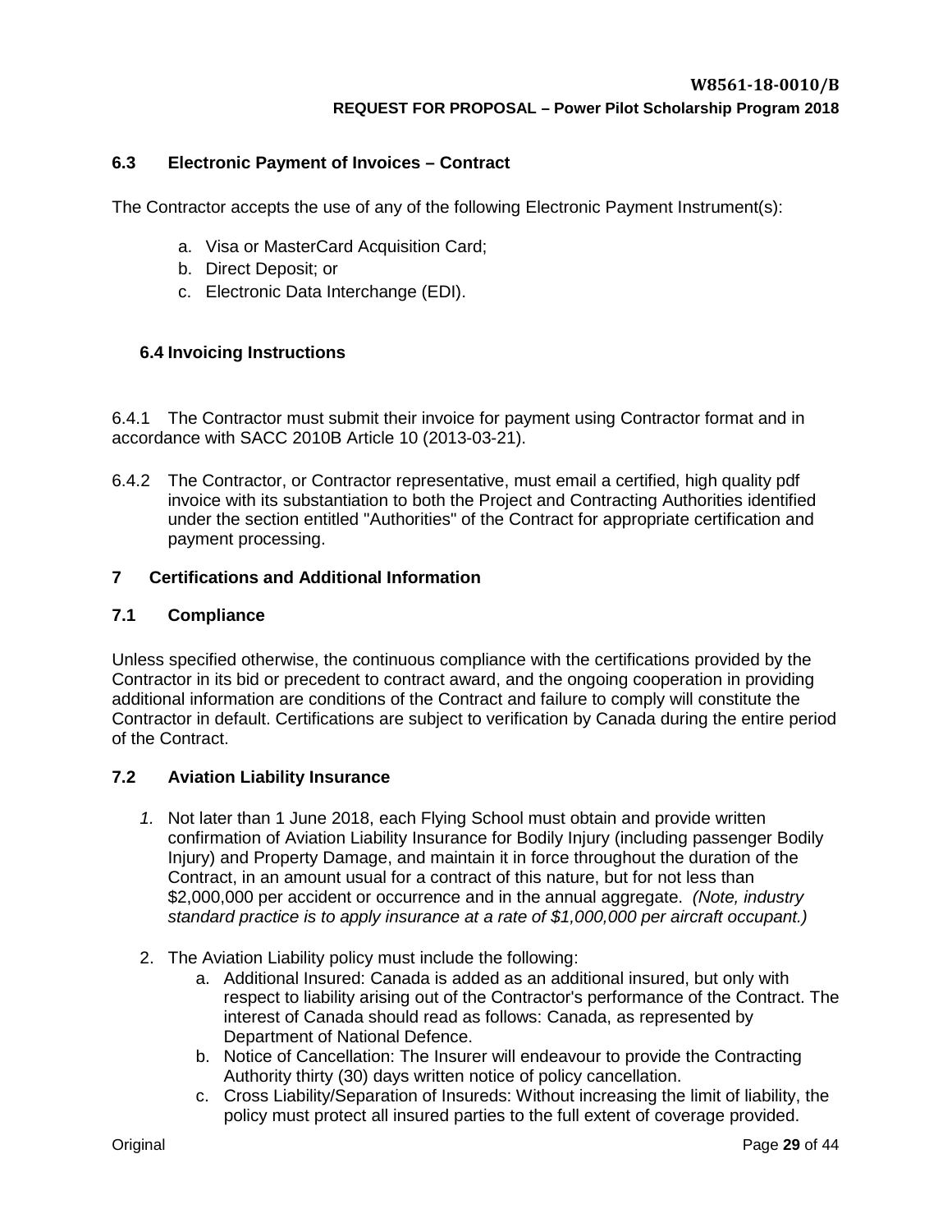### 6.3 Electronic Payment of Invoices – Contract

The Contractor accepts the use of any of the following Electronic Payment Instrument(s):

a. Visa or MasterCard Acquisition Card;
b. Direct Deposit; or
c. Electronic Data Interchange (EDI).

### 6.4 Invoicing Instructions

6.4.1 The Contractor must submit their invoice for payment using Contractor format and in accordance with SACC 2010B Article 10 (2013-03-21).

6.4.2 The Contractor, or Contractor representative, must email a certified, high quality pdf invoice with its substantiation to both the Project and Contracting Authorities identified under the section entitled "Authorities" of the Contract for appropriate certification and payment processing.

## 7 Certifications and Additional Information

### 7.1 Compliance

Unless specified otherwise, the continuous compliance with the certifications provided by the Contractor in its bid or precedent to contract award, and the ongoing cooperation in providing additional information are conditions of the Contract and failure to comply will constitute the Contractor in default. Certifications are subject to verification by Canada during the entire period of the Contract.

### 7.2 Aviation Liability Insurance

1. Not later than 1 June 2018, each Flying School must obtain and provide written confirmation of Aviation Liability Insurance for Bodily Injury (including passenger Bodily Injury) and Property Damage, and maintain it in force throughout the duration of the Contract, in an amount usual for a contract of this nature, but for not less than $2,000,000 per accident or occurrence and in the annual aggregate. *(Note, industry standard practice is to apply insurance at a rate of $1,000,000 per aircraft occupant.)*

2. The Aviation Liability policy must include the following:
   a. Additional Insured: Canada is added as an additional insured, but only with respect to liability arising out of the Contractor's performance of the Contract. The interest of Canada should read as follows: Canada, as represented by Department of National Defence.
   b. Notice of Cancellation: The Insurer will endeavour to provide the Contracting Authority thirty (30) days written notice of policy cancellation.
   c. Cross Liability/Separation of Insureds: Without increasing the limit of liability, the policy must protect all insured parties to the full extent of coverage provided.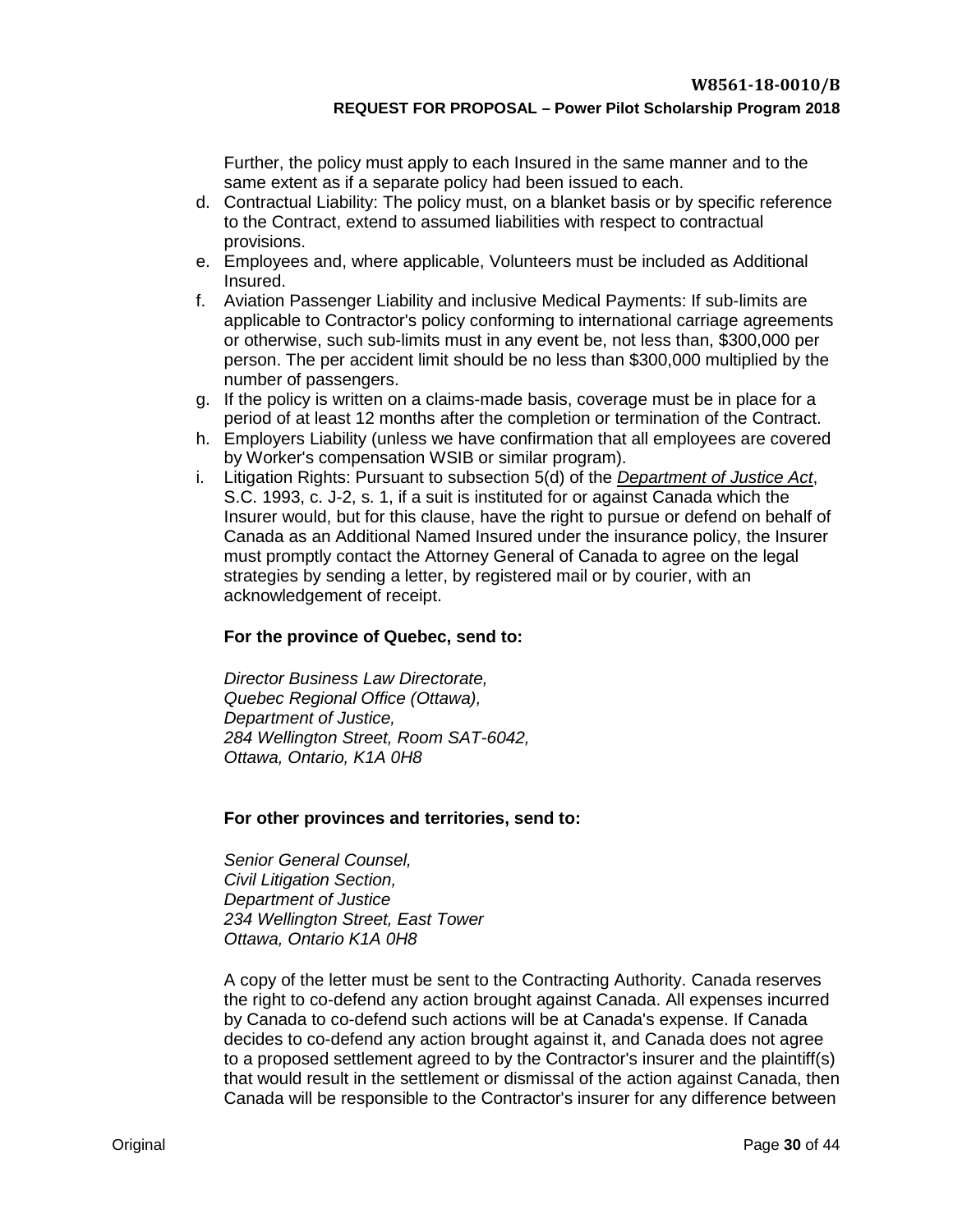Further, the policy must apply to each Insured in the same manner and to the same extent as if a separate policy had been issued to each.

d. Contractual Liability: The policy must, on a blanket basis or by specific reference to the Contract, extend to assumed liabilities with respect to contractual provisions.
e. Employees and, where applicable, Volunteers must be included as Additional Insured.
f. Aviation Passenger Liability and inclusive Medical Payments: If sub-limits are applicable to Contractor's policy conforming to international carriage agreements or otherwise, such sub-limits must in any event be, not less than, $300,000 per person. The per accident limit should be no less than $300,000 multiplied by the number of passengers.
g. If the policy is written on a claims-made basis, coverage must be in place for a period of at least 12 months after the completion or termination of the Contract.
h. Employers Liability (unless we have confirmation that all employees are covered by Worker's compensation WSIB or similar program).
i. Litigation Rights: Pursuant to subsection 5(d) of the *Department of Justice Act*, S.C. 1993, c. J-2, s. 1, if a suit is instituted for or against Canada which the Insurer would, but for this clause, have the right to pursue or defend on behalf of Canada as an Additional Named Insured under the insurance policy, the Insurer must promptly contact the Attorney General of Canada to agree on the legal strategies by sending a letter, by registered mail or by courier, with an acknowledgement of receipt.

**For the province of Quebec, send to:**

*Director Business Law Directorate,*
*Quebec Regional Office (Ottawa),*
*Department of Justice,*
*284 Wellington Street, Room SAT-6042,*
*Ottawa, Ontario, K1A 0H8*

**For other provinces and territories, send to:**

*Senior General Counsel,*
*Civil Litigation Section,*
*Department of Justice*
*234 Wellington Street, East Tower*
*Ottawa, Ontario K1A 0H8*

A copy of the letter must be sent to the Contracting Authority. Canada reserves the right to co-defend any action brought against Canada. All expenses incurred by Canada to co-defend such actions will be at Canada's expense. If Canada decides to co-defend any action brought against it, and Canada does not agree to a proposed settlement agreed to by the Contractor's insurer and the plaintiff(s) that would result in the settlement or dismissal of the action against Canada, then Canada will be responsible to the Contractor's insurer for any difference between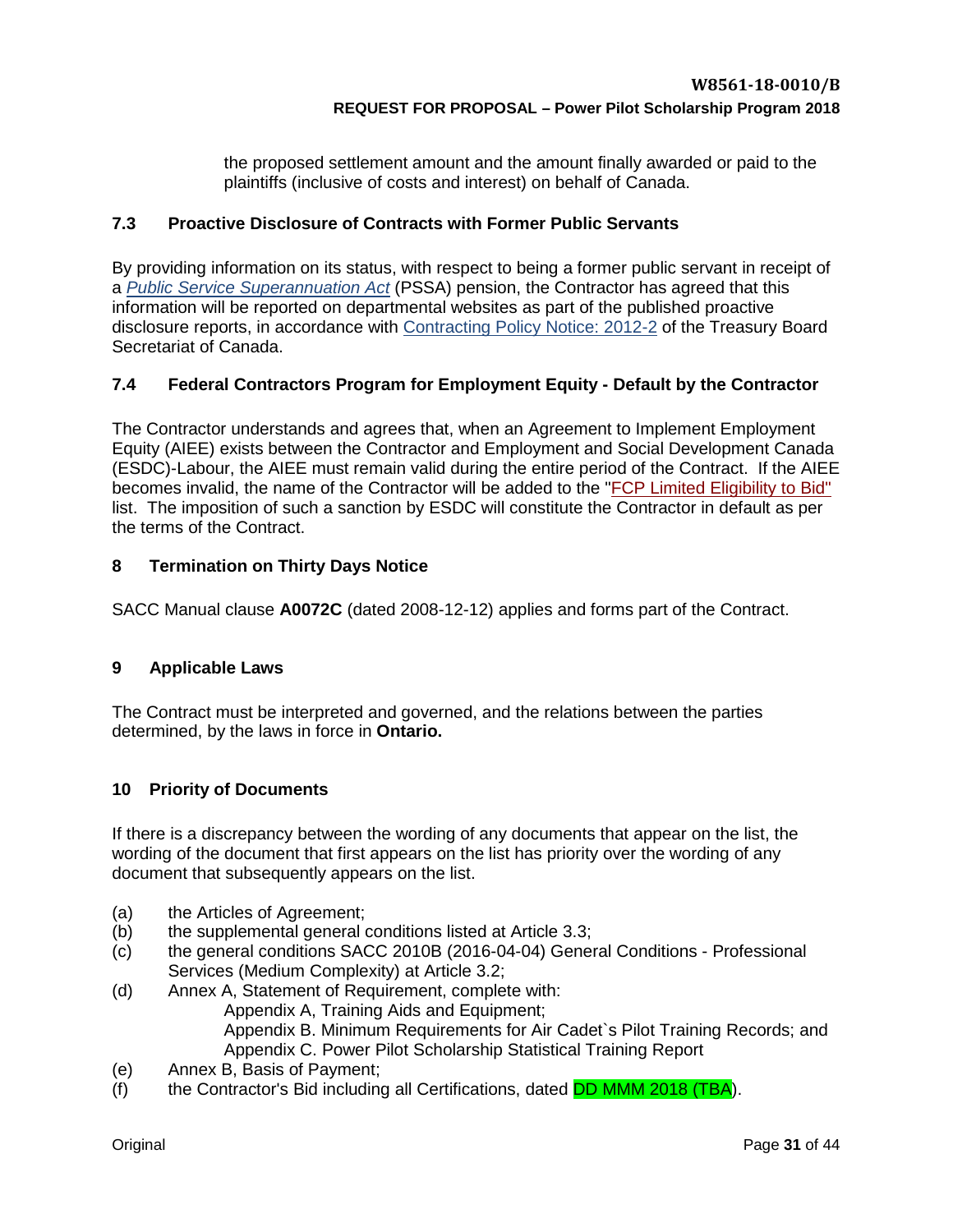the proposed settlement amount and the amount finally awarded or paid to the plaintiffs (inclusive of costs and interest) on behalf of Canada.

### 7.3 Proactive Disclosure of Contracts with Former Public Servants

By providing information on its status, with respect to being a former public servant in receipt of a *Public Service Superannuation Act* (PSSA) pension, the Contractor has agreed that this information will be reported on departmental websites as part of the published proactive disclosure reports, in accordance with Contracting Policy Notice: 2012-2 of the Treasury Board Secretariat of Canada.

### 7.4 Federal Contractors Program for Employment Equity - Default by the Contractor

The Contractor understands and agrees that, when an Agreement to Implement Employment Equity (AIEE) exists between the Contractor and Employment and Social Development Canada (ESDC)-Labour, the AIEE must remain valid during the entire period of the Contract. If the AIEE becomes invalid, the name of the Contractor will be added to the "FCP Limited Eligibility to Bid" list. The imposition of such a sanction by ESDC will constitute the Contractor in default as per the terms of the Contract.

## 8 Termination on Thirty Days Notice

SACC Manual clause **A0072C** (dated 2008-12-12) applies and forms part of the Contract.

## 9 Applicable Laws

The Contract must be interpreted and governed, and the relations between the parties determined, by the laws in force in **Ontario.**

## 10 Priority of Documents

If there is a discrepancy between the wording of any documents that appear on the list, the wording of the document that first appears on the list has priority over the wording of any document that subsequently appears on the list.

(a) the Articles of Agreement;
(b) the supplemental general conditions listed at Article 3.3;
(c) the general conditions SACC 2010B (2016-04-04) General Conditions - Professional Services (Medium Complexity) at Article 3.2;
(d) Annex A, Statement of Requirement, complete with:
    Appendix A, Training Aids and Equipment;
    Appendix B. Minimum Requirements for Air Cadet`s Pilot Training Records; and
    Appendix C. Power Pilot Scholarship Statistical Training Report
(e) Annex B, Basis of Payment;
(f) the Contractor's Bid including all Certifications, dated DD MMM 2018 (TBA).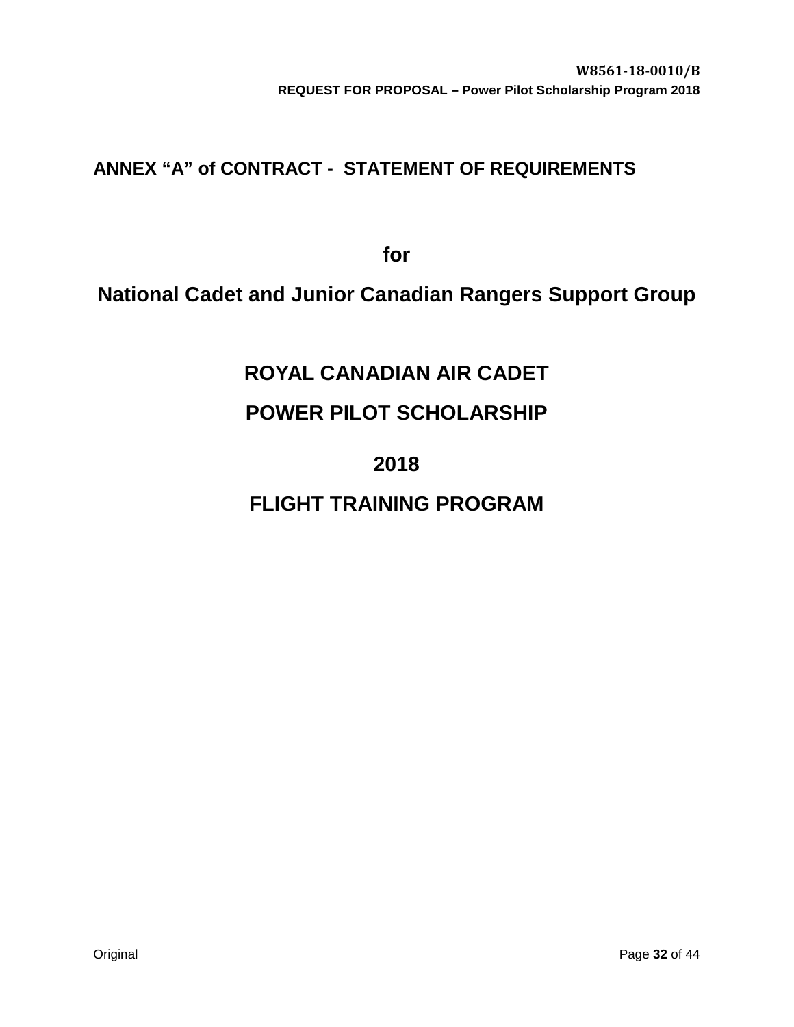## ANNEX "A" of CONTRACT - STATEMENT OF REQUIREMENTS

**for**

# National Cadet and Junior Canadian Rangers Support Group

# ROYAL CANADIAN AIR CADET

# POWER PILOT SCHOLARSHIP

# 2018

# FLIGHT TRAINING PROGRAM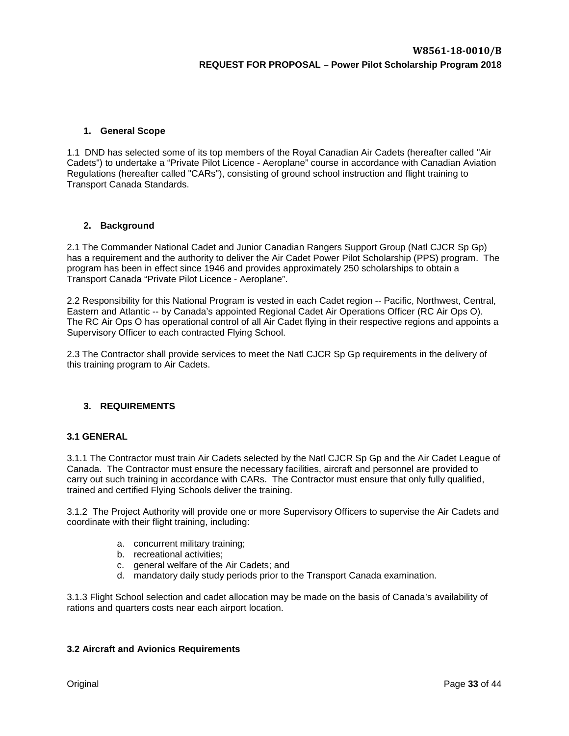## 1. General Scope

1.1 DND has selected some of its top members of the Royal Canadian Air Cadets (hereafter called "Air Cadets") to undertake a “Private Pilot Licence - Aeroplane” course in accordance with Canadian Aviation Regulations (hereafter called "CARs"), consisting of ground school instruction and flight training to Transport Canada Standards.

## 2. Background

2.1 The Commander National Cadet and Junior Canadian Rangers Support Group (Natl CJCR Sp Gp) has a requirement and the authority to deliver the Air Cadet Power Pilot Scholarship (PPS) program. The program has been in effect since 1946 and provides approximately 250 scholarships to obtain a Transport Canada “Private Pilot Licence - Aeroplane”.

2.2 Responsibility for this National Program is vested in each Cadet region -- Pacific, Northwest, Central, Eastern and Atlantic -- by Canada’s appointed Regional Cadet Air Operations Officer (RC Air Ops O). The RC Air Ops O has operational control of all Air Cadet flying in their respective regions and appoints a Supervisory Officer to each contracted Flying School.

2.3 The Contractor shall provide services to meet the Natl CJCR Sp Gp requirements in the delivery of this training program to Air Cadets.

## 3. REQUIREMENTS

### 3.1 GENERAL

3.1.1 The Contractor must train Air Cadets selected by the Natl CJCR Sp Gp and the Air Cadet League of Canada. The Contractor must ensure the necessary facilities, aircraft and personnel are provided to carry out such training in accordance with CARs. The Contractor must ensure that only fully qualified, trained and certified Flying Schools deliver the training.

3.1.2 The Project Authority will provide one or more Supervisory Officers to supervise the Air Cadets and coordinate with their flight training, including:

a. concurrent military training;
b. recreational activities;
c. general welfare of the Air Cadets; and
d. mandatory daily study periods prior to the Transport Canada examination.

3.1.3 Flight School selection and cadet allocation may be made on the basis of Canada’s availability of rations and quarters costs near each airport location.

### 3.2 Aircraft and Avionics Requirements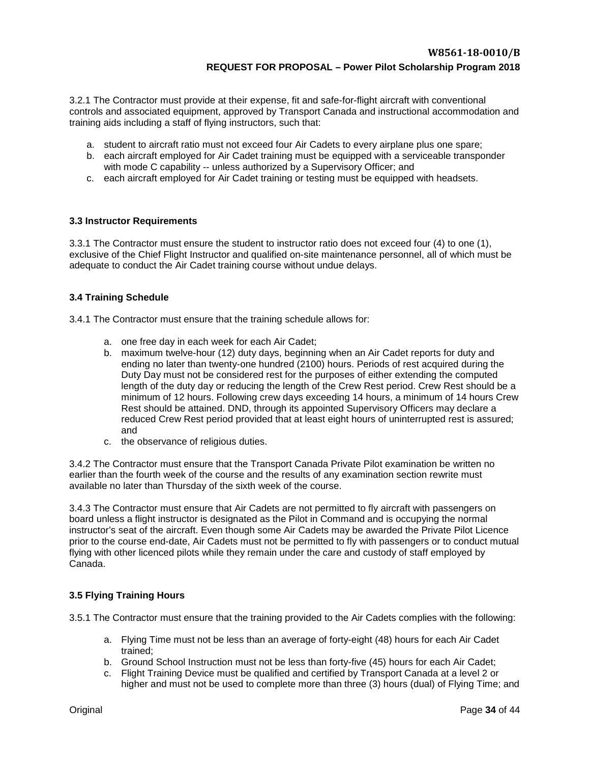3.2.1 The Contractor must provide at their expense, fit and safe-for-flight aircraft with conventional controls and associated equipment, approved by Transport Canada and instructional accommodation and training aids including a staff of flying instructors, such that:

a. student to aircraft ratio must not exceed four Air Cadets to every airplane plus one spare;
b. each aircraft employed for Air Cadet training must be equipped with a serviceable transponder with mode C capability -- unless authorized by a Supervisory Officer; and
c. each aircraft employed for Air Cadet training or testing must be equipped with headsets.

### 3.3 Instructor Requirements

3.3.1 The Contractor must ensure the student to instructor ratio does not exceed four (4) to one (1), exclusive of the Chief Flight Instructor and qualified on-site maintenance personnel, all of which must be adequate to conduct the Air Cadet training course without undue delays.

### 3.4 Training Schedule

3.4.1 The Contractor must ensure that the training schedule allows for:

a. one free day in each week for each Air Cadet;
b. maximum twelve-hour (12) duty days, beginning when an Air Cadet reports for duty and ending no later than twenty-one hundred (2100) hours. Periods of rest acquired during the Duty Day must not be considered rest for the purposes of either extending the computed length of the duty day or reducing the length of the Crew Rest period. Crew Rest should be a minimum of 12 hours. Following crew days exceeding 14 hours, a minimum of 14 hours Crew Rest should be attained. DND, through its appointed Supervisory Officers may declare a reduced Crew Rest period provided that at least eight hours of uninterrupted rest is assured; and
c. the observance of religious duties.

3.4.2 The Contractor must ensure that the Transport Canada Private Pilot examination be written no earlier than the fourth week of the course and the results of any examination section rewrite must available no later than Thursday of the sixth week of the course.

3.4.3 The Contractor must ensure that Air Cadets are not permitted to fly aircraft with passengers on board unless a flight instructor is designated as the Pilot in Command and is occupying the normal instructor's seat of the aircraft. Even though some Air Cadets may be awarded the Private Pilot Licence prior to the course end-date, Air Cadets must not be permitted to fly with passengers or to conduct mutual flying with other licenced pilots while they remain under the care and custody of staff employed by Canada.

### 3.5 Flying Training Hours

3.5.1 The Contractor must ensure that the training provided to the Air Cadets complies with the following:

a. Flying Time must not be less than an average of forty-eight (48) hours for each Air Cadet trained;
b. Ground School Instruction must not be less than forty-five (45) hours for each Air Cadet;
c. Flight Training Device must be qualified and certified by Transport Canada at a level 2 or higher and must not be used to complete more than three (3) hours (dual) of Flying Time; and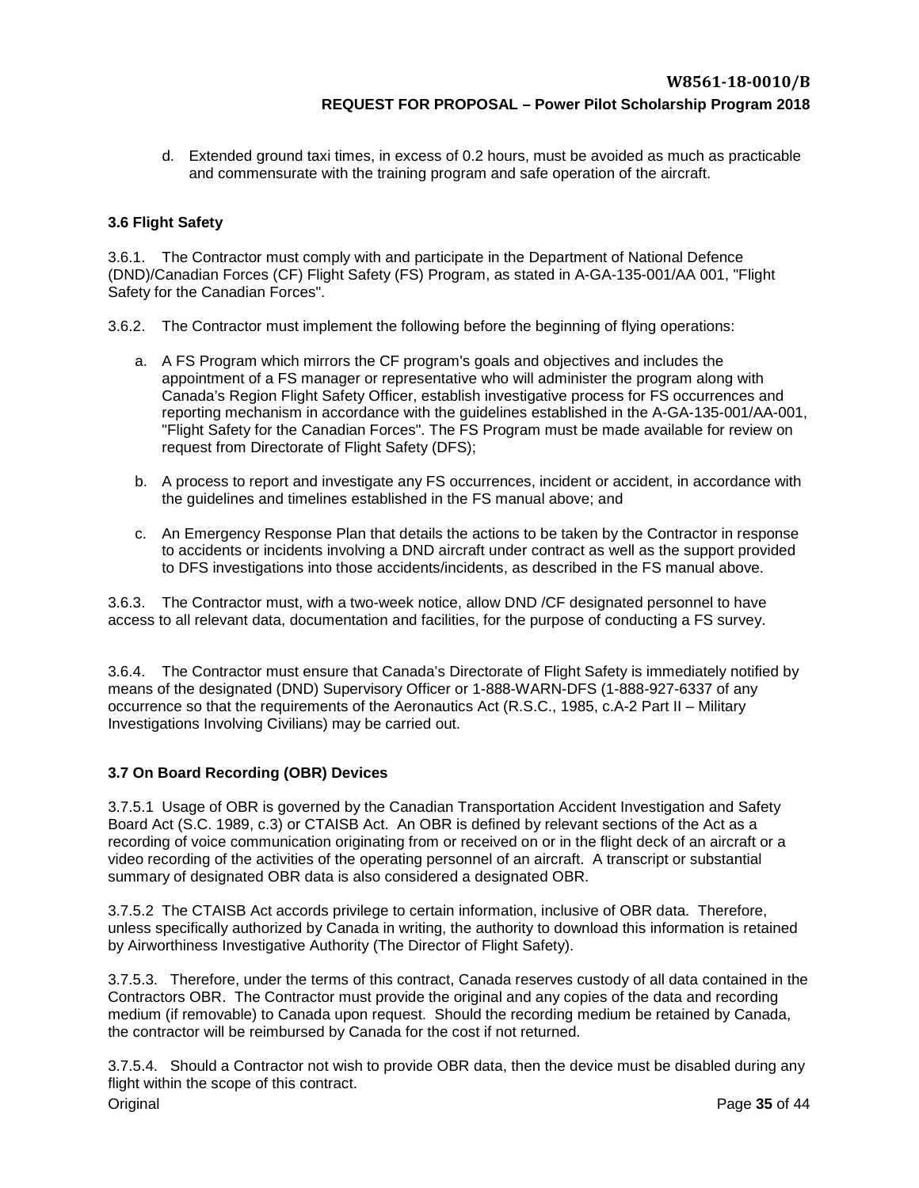d. Extended ground taxi times, in excess of 0.2 hours, must be avoided as much as practicable and commensurate with the training program and safe operation of the aircraft.

### 3.6 Flight Safety

3.6.1. The Contractor must comply with and participate in the Department of National Defence (DND)/Canadian Forces (CF) Flight Safety (FS) Program, as stated in A-GA-135-001/AA 001, "Flight Safety for the Canadian Forces".

3.6.2. The Contractor must implement the following before the beginning of flying operations:

a. A FS Program which mirrors the CF program's goals and objectives and includes the appointment of a FS manager or representative who will administer the program along with Canada's Region Flight Safety Officer, establish investigative process for FS occurrences and reporting mechanism in accordance with the guidelines established in the A-GA-135-001/AA-001, "Flight Safety for the Canadian Forces". The FS Program must be made available for review on request from Directorate of Flight Safety (DFS);

b. A process to report and investigate any FS occurrences, incident or accident, in accordance with the guidelines and timelines established in the FS manual above; and

c. An Emergency Response Plan that details the actions to be taken by the Contractor in response to accidents or incidents involving a DND aircraft under contract as well as the support provided to DFS investigations into those accidents/incidents, as described in the FS manual above.

3.6.3. The Contractor must, with a two-week notice, allow DND /CF designated personnel to have access to all relevant data, documentation and facilities, for the purpose of conducting a FS survey.

3.6.4. The Contractor must ensure that Canada's Directorate of Flight Safety is immediately notified by means of the designated (DND) Supervisory Officer or 1-888-WARN-DFS (1-888-927-6337 of any occurrence so that the requirements of the Aeronautics Act (R.S.C., 1985, c.A-2 Part II – Military Investigations Involving Civilians) may be carried out.

### 3.7 On Board Recording (OBR) Devices

3.7.5.1 Usage of OBR is governed by the Canadian Transportation Accident Investigation and Safety Board Act (S.C. 1989, c.3) or CTAISB Act. An OBR is defined by relevant sections of the Act as a recording of voice communication originating from or received on or in the flight deck of an aircraft or a video recording of the activities of the operating personnel of an aircraft. A transcript or substantial summary of designated OBR data is also considered a designated OBR.

3.7.5.2 The CTAISB Act accords privilege to certain information, inclusive of OBR data. Therefore, unless specifically authorized by Canada in writing, the authority to download this information is retained by Airworthiness Investigative Authority (The Director of Flight Safety).

3.7.5.3. Therefore, under the terms of this contract, Canada reserves custody of all data contained in the Contractors OBR. The Contractor must provide the original and any copies of the data and recording medium (if removable) to Canada upon request. Should the recording medium be retained by Canada, the contractor will be reimbursed by Canada for the cost if not returned.

3.7.5.4. Should a Contractor not wish to provide OBR data, then the device must be disabled during any flight within the scope of this contract.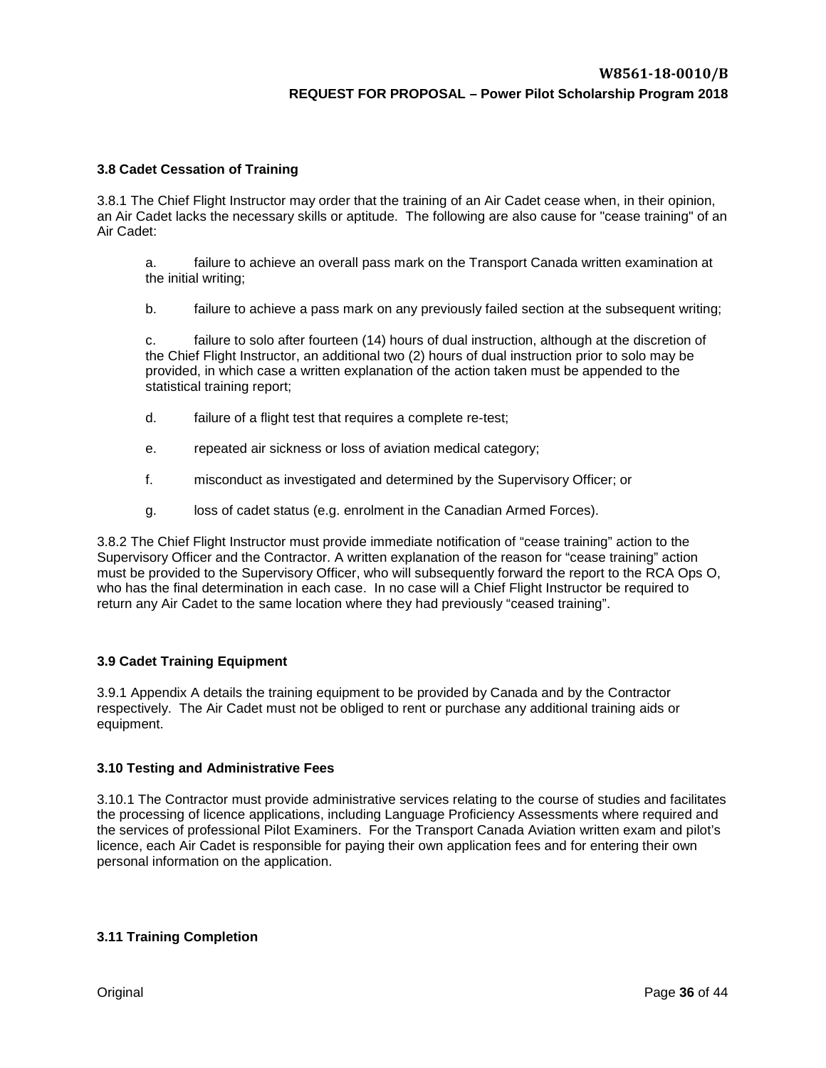### 3.8 Cadet Cessation of Training

3.8.1 The Chief Flight Instructor may order that the training of an Air Cadet cease when, in their opinion, an Air Cadet lacks the necessary skills or aptitude. The following are also cause for "cease training" of an Air Cadet:

a. failure to achieve an overall pass mark on the Transport Canada written examination at the initial writing;

b. failure to achieve a pass mark on any previously failed section at the subsequent writing;

c. failure to solo after fourteen (14) hours of dual instruction, although at the discretion of the Chief Flight Instructor, an additional two (2) hours of dual instruction prior to solo may be provided, in which case a written explanation of the action taken must be appended to the statistical training report;

d. failure of a flight test that requires a complete re-test;

e. repeated air sickness or loss of aviation medical category;

f. misconduct as investigated and determined by the Supervisory Officer; or

g. loss of cadet status (e.g. enrolment in the Canadian Armed Forces).

3.8.2 The Chief Flight Instructor must provide immediate notification of "cease training" action to the Supervisory Officer and the Contractor. A written explanation of the reason for "cease training" action must be provided to the Supervisory Officer, who will subsequently forward the report to the RCA Ops O, who has the final determination in each case. In no case will a Chief Flight Instructor be required to return any Air Cadet to the same location where they had previously "ceased training".

### 3.9 Cadet Training Equipment

3.9.1 Appendix A details the training equipment to be provided by Canada and by the Contractor respectively. The Air Cadet must not be obliged to rent or purchase any additional training aids or equipment.

### 3.10 Testing and Administrative Fees

3.10.1 The Contractor must provide administrative services relating to the course of studies and facilitates the processing of licence applications, including Language Proficiency Assessments where required and the services of professional Pilot Examiners. For the Transport Canada Aviation written exam and pilot's licence, each Air Cadet is responsible for paying their own application fees and for entering their own personal information on the application.

### 3.11 Training Completion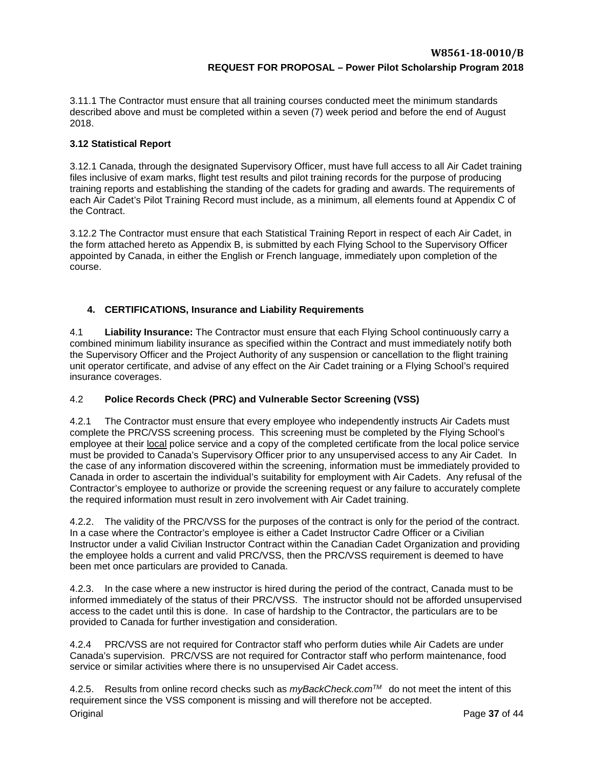3.11.1 The Contractor must ensure that all training courses conducted meet the minimum standards described above and must be completed within a seven (7) week period and before the end of August 2018.

### 3.12 Statistical Report

3.12.1 Canada, through the designated Supervisory Officer, must have full access to all Air Cadet training files inclusive of exam marks, flight test results and pilot training records for the purpose of producing training reports and establishing the standing of the cadets for grading and awards. The requirements of each Air Cadet's Pilot Training Record must include, as a minimum, all elements found at Appendix C of the Contract.

3.12.2 The Contractor must ensure that each Statistical Training Report in respect of each Air Cadet, in the form attached hereto as Appendix B, is submitted by each Flying School to the Supervisory Officer appointed by Canada, in either the English or French language, immediately upon completion of the course.

## 4. CERTIFICATIONS, Insurance and Liability Requirements

4.1 **Liability Insurance:** The Contractor must ensure that each Flying School continuously carry a combined minimum liability insurance as specified within the Contract and must immediately notify both the Supervisory Officer and the Project Authority of any suspension or cancellation to the flight training unit operator certificate, and advise of any effect on the Air Cadet training or a Flying School's required insurance coverages.

4.2 **Police Records Check (PRC) and Vulnerable Sector Screening (VSS)**

4.2.1 The Contractor must ensure that every employee who independently instructs Air Cadets must complete the PRC/VSS screening process. This screening must be completed by the Flying School's employee at their local police service and a copy of the completed certificate from the local police service must be provided to Canada's Supervisory Officer prior to any unsupervised access to any Air Cadet. In the case of any information discovered within the screening, information must be immediately provided to Canada in order to ascertain the individual's suitability for employment with Air Cadets. Any refusal of the Contractor's employee to authorize or provide the screening request or any failure to accurately complete the required information must result in zero involvement with Air Cadet training.

4.2.2. The validity of the PRC/VSS for the purposes of the contract is only for the period of the contract. In a case where the Contractor's employee is either a Cadet Instructor Cadre Officer or a Civilian Instructor under a valid Civilian Instructor Contract within the Canadian Cadet Organization and providing the employee holds a current and valid PRC/VSS, then the PRC/VSS requirement is deemed to have been met once particulars are provided to Canada.

4.2.3. In the case where a new instructor is hired during the period of the contract, Canada must to be informed immediately of the status of their PRC/VSS. The instructor should not be afforded unsupervised access to the cadet until this is done. In case of hardship to the Contractor, the particulars are to be provided to Canada for further investigation and consideration.

4.2.4 PRC/VSS are not required for Contractor staff who perform duties while Air Cadets are under Canada's supervision. PRC/VSS are not required for Contractor staff who perform maintenance, food service or similar activities where there is no unsupervised Air Cadet access.

4.2.5. Results from online record checks such as *myBackCheck.com*™ do not meet the intent of this requirement since the VSS component is missing and will therefore not be accepted.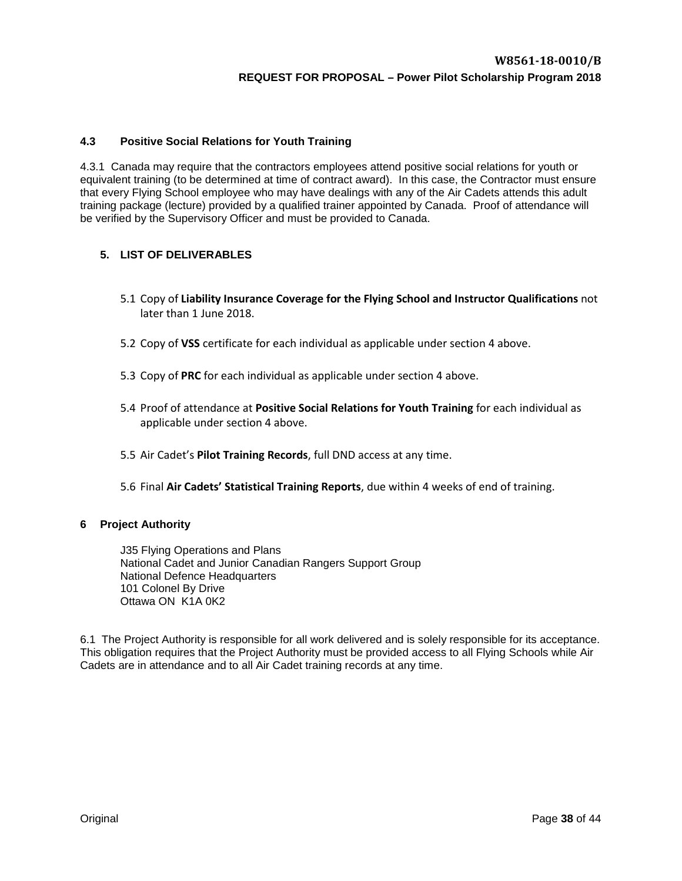### 4.3 Positive Social Relations for Youth Training

4.3.1 Canada may require that the contractors employees attend positive social relations for youth or equivalent training (to be determined at time of contract award). In this case, the Contractor must ensure that every Flying School employee who may have dealings with any of the Air Cadets attends this adult training package (lecture) provided by a qualified trainer appointed by Canada. Proof of attendance will be verified by the Supervisory Officer and must be provided to Canada.

## 5. LIST OF DELIVERABLES

5.1 Copy of **Liability Insurance Coverage for the Flying School and Instructor Qualifications** not later than 1 June 2018.

5.2 Copy of **VSS** certificate for each individual as applicable under section 4 above.

5.3 Copy of **PRC** for each individual as applicable under section 4 above.

5.4 Proof of attendance at **Positive Social Relations for Youth Training** for each individual as applicable under section 4 above.

5.5 Air Cadet's **Pilot Training Records**, full DND access at any time.

5.6 Final **Air Cadets' Statistical Training Reports**, due within 4 weeks of end of training.

## 6 Project Authority

J35 Flying Operations and Plans
National Cadet and Junior Canadian Rangers Support Group
National Defence Headquarters
101 Colonel By Drive
Ottawa ON K1A 0K2

6.1 The Project Authority is responsible for all work delivered and is solely responsible for its acceptance. This obligation requires that the Project Authority must be provided access to all Flying Schools while Air Cadets are in attendance and to all Air Cadet training records at any time.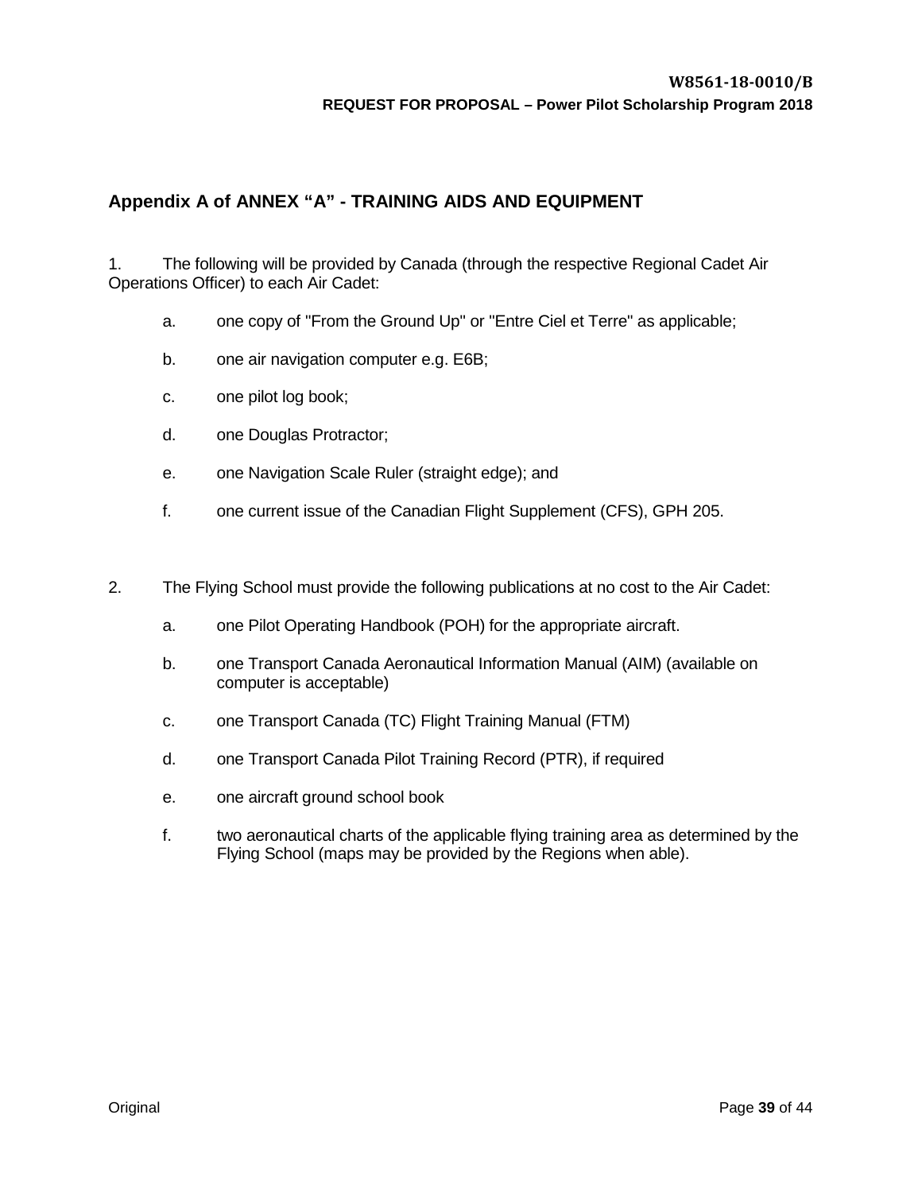## Appendix A of ANNEX "A" - TRAINING AIDS AND EQUIPMENT

1. The following will be provided by Canada (through the respective Regional Cadet Air Operations Officer) to each Air Cadet:

   a. one copy of "From the Ground Up" or "Entre Ciel et Terre" as applicable;

   b. one air navigation computer e.g. E6B;

   c. one pilot log book;

   d. one Douglas Protractor;

   e. one Navigation Scale Ruler (straight edge); and

   f. one current issue of the Canadian Flight Supplement (CFS), GPH 205.

2. The Flying School must provide the following publications at no cost to the Air Cadet:

   a. one Pilot Operating Handbook (POH) for the appropriate aircraft.

   b. one Transport Canada Aeronautical Information Manual (AIM) (available on computer is acceptable)

   c. one Transport Canada (TC) Flight Training Manual (FTM)

   d. one Transport Canada Pilot Training Record (PTR), if required

   e. one aircraft ground school book

   f. two aeronautical charts of the applicable flying training area as determined by the Flying School (maps may be provided by the Regions when able).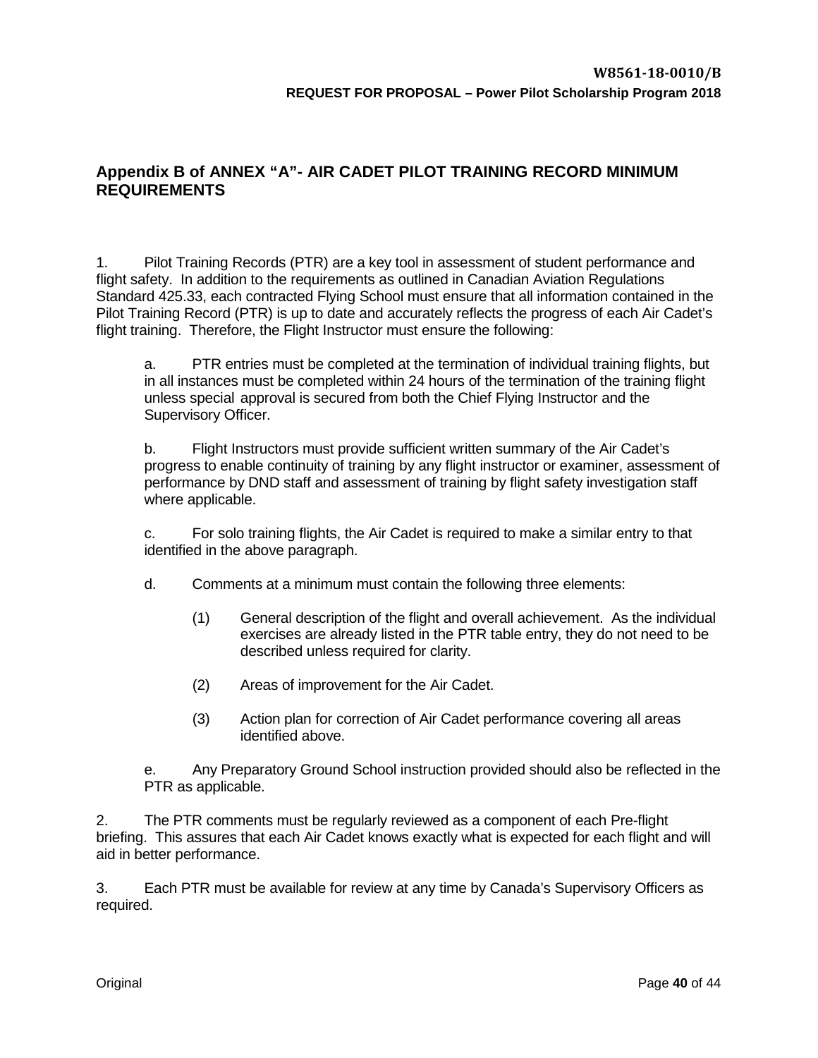## Appendix B of ANNEX "A"- AIR CADET PILOT TRAINING RECORD MINIMUM REQUIREMENTS

1. Pilot Training Records (PTR) are a key tool in assessment of student performance and flight safety. In addition to the requirements as outlined in Canadian Aviation Regulations Standard 425.33, each contracted Flying School must ensure that all information contained in the Pilot Training Record (PTR) is up to date and accurately reflects the progress of each Air Cadet's flight training. Therefore, the Flight Instructor must ensure the following:

   a. PTR entries must be completed at the termination of individual training flights, but in all instances must be completed within 24 hours of the termination of the training flight unless special approval is secured from both the Chief Flying Instructor and the Supervisory Officer.

   b. Flight Instructors must provide sufficient written summary of the Air Cadet's progress to enable continuity of training by any flight instructor or examiner, assessment of performance by DND staff and assessment of training by flight safety investigation staff where applicable.

   c. For solo training flights, the Air Cadet is required to make a similar entry to that identified in the above paragraph.

   d. Comments at a minimum must contain the following three elements:

      (1) General description of the flight and overall achievement. As the individual exercises are already listed in the PTR table entry, they do not need to be described unless required for clarity.

      (2) Areas of improvement for the Air Cadet.

      (3) Action plan for correction of Air Cadet performance covering all areas identified above.

   e. Any Preparatory Ground School instruction provided should also be reflected in the PTR as applicable.

2. The PTR comments must be regularly reviewed as a component of each Pre-flight briefing. This assures that each Air Cadet knows exactly what is expected for each flight and will aid in better performance.

3. Each PTR must be available for review at any time by Canada's Supervisory Officers as required.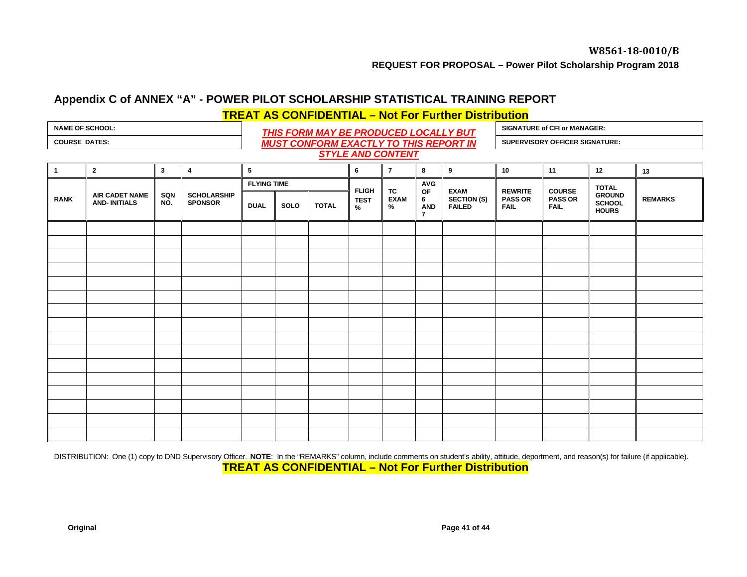## Appendix C of ANNEX "A" - POWER PILOT SCHOLARSHIP STATISTICAL TRAINING REPORT

**TREAT AS CONFIDENTIAL – Not For Further Distribution**

| NAME OF SCHOOL: | ***THIS FORM MAY BE PRODUCED LOCALLY BUT MUST CONFORM EXACTLY TO THIS REPORT IN STYLE AND CONTENT*** | SIGNATURE of CFI or MANAGER: |
|---|---|---|
| COURSE DATES: | | SUPERVISORY OFFICER SIGNATURE: |

| 1 | 2 | 3 | 4 | 5 | | | 6 | 7 | 8 | 9 | 10 | 11 | 12 | 13 |
|---|---|---|---|---|---|---|---|---|---|---|---|---|---|---|
| RANK | AIR CADET NAME AND- INITIALS | SQN NO. | SCHOLARSHIP SPONSOR | FLYING TIME | | | FLIGH TEST % | TC EXAM % | AVG OF 6 AND 7 | EXAM SECTION (S) FAILED | REWRITE PASS OR FAIL | COURSE PASS OR FAIL | TOTAL GROUND SCHOOL HOURS | REMARKS |
| | | | | DUAL | SOLO | TOTAL | | | | | | | | |
| | | | | | | | | | | | | | | |
| | | | | | | | | | | | | | | |
| | | | | | | | | | | | | | | |
| | | | | | | | | | | | | | | |
| | | | | | | | | | | | | | | |
| | | | | | | | | | | | | | | |
| | | | | | | | | | | | | | | |
| | | | | | | | | | | | | | | |
| | | | | | | | | | | | | | | |
| | | | | | | | | | | | | | | |
| | | | | | | | | | | | | | | |
| | | | | | | | | | | | | | | |
| | | | | | | | | | | | | | | |
| | | | | | | | | | | | | | | |
| | | | | | | | | | | | | | | |
| | | | | | | | | | | | | | | |

DISTRIBUTION: One (1) copy to DND Supervisory Officer. **NOTE**: In the "REMARKS" column, include comments on student's ability, attitude, deportment, and reason(s) for failure (if applicable).

**TREAT AS CONFIDENTIAL – Not For Further Distribution**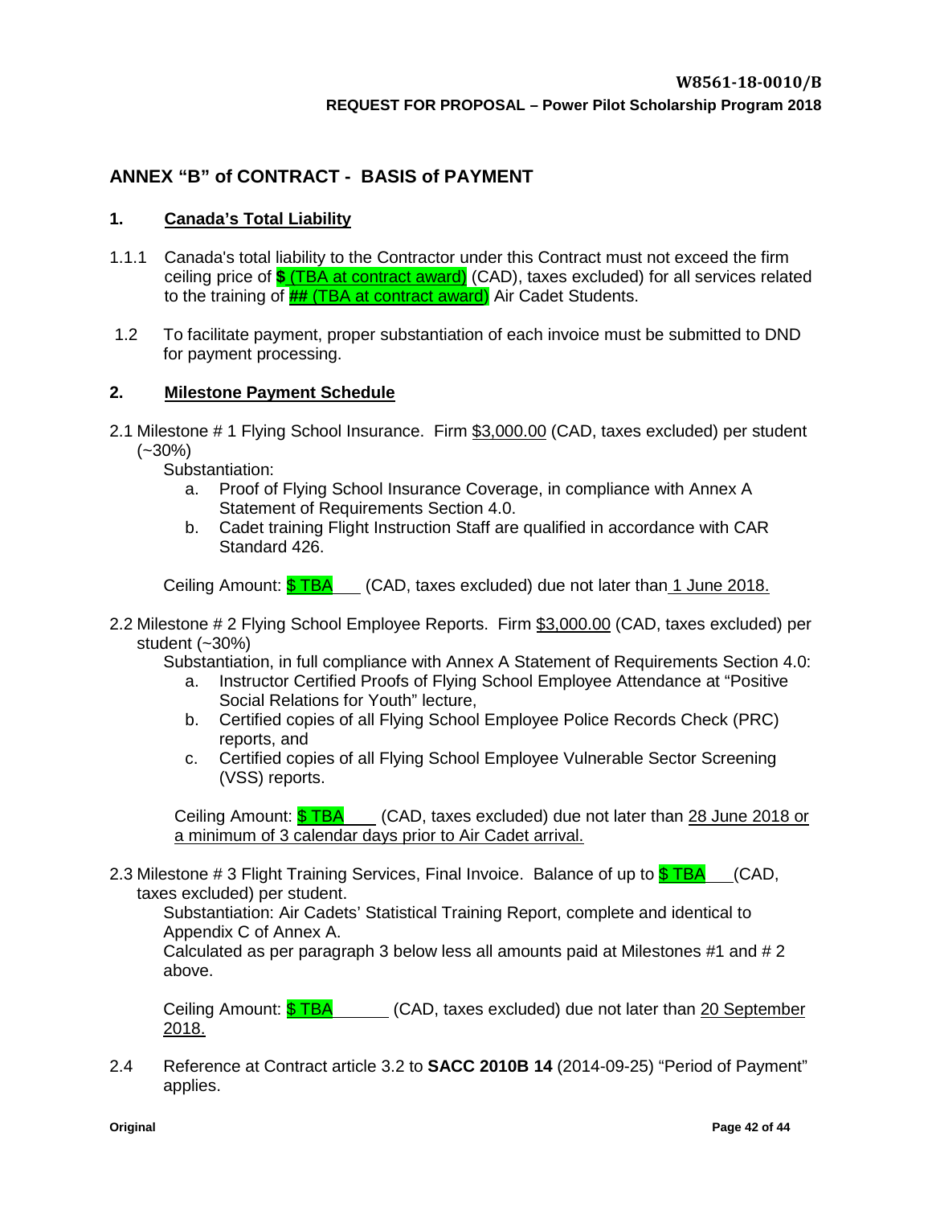## ANNEX "B" of CONTRACT - BASIS of PAYMENT

### 1. Canada's Total Liability

1.1.1 Canada's total liability to the Contractor under this Contract must not exceed the firm ceiling price of **$** (TBA at contract award) (CAD), taxes excluded) for all services related to the training of ## (TBA at contract award) Air Cadet Students.

1.2 To facilitate payment, proper substantiation of each invoice must be submitted to DND for payment processing.

### 2. Milestone Payment Schedule

2.1 Milestone # 1 Flying School Insurance. Firm $3,000.00 (CAD, taxes excluded) per student (~30%)

Substantiation:

a. Proof of Flying School Insurance Coverage, in compliance with Annex A Statement of Requirements Section 4.0.
b. Cadet training Flight Instruction Staff are qualified in accordance with CAR Standard 426.

Ceiling Amount: $ TBA ___ (CAD, taxes excluded) due not later than 1 June 2018.

2.2 Milestone # 2 Flying School Employee Reports. Firm $3,000.00 (CAD, taxes excluded) per student (~30%)

Substantiation, in full compliance with Annex A Statement of Requirements Section 4.0:

a. Instructor Certified Proofs of Flying School Employee Attendance at "Positive Social Relations for Youth" lecture,
b. Certified copies of all Flying School Employee Police Records Check (PRC) reports, and
c. Certified copies of all Flying School Employee Vulnerable Sector Screening (VSS) reports.

Ceiling Amount: $ TBA ___ (CAD, taxes excluded) due not later than 28 June 2018 or a minimum of 3 calendar days prior to Air Cadet arrival.

2.3 Milestone # 3 Flight Training Services, Final Invoice. Balance of up to $ TBA ___ (CAD, taxes excluded) per student.

Substantiation: Air Cadets' Statistical Training Report, complete and identical to Appendix C of Annex A.

Calculated as per paragraph 3 below less all amounts paid at Milestones #1 and # 2 above.

Ceiling Amount: $ TBA ___ (CAD, taxes excluded) due not later than 20 September 2018.

2.4 Reference at Contract article 3.2 to **SACC 2010B 14** (2014-09-25) "Period of Payment" applies.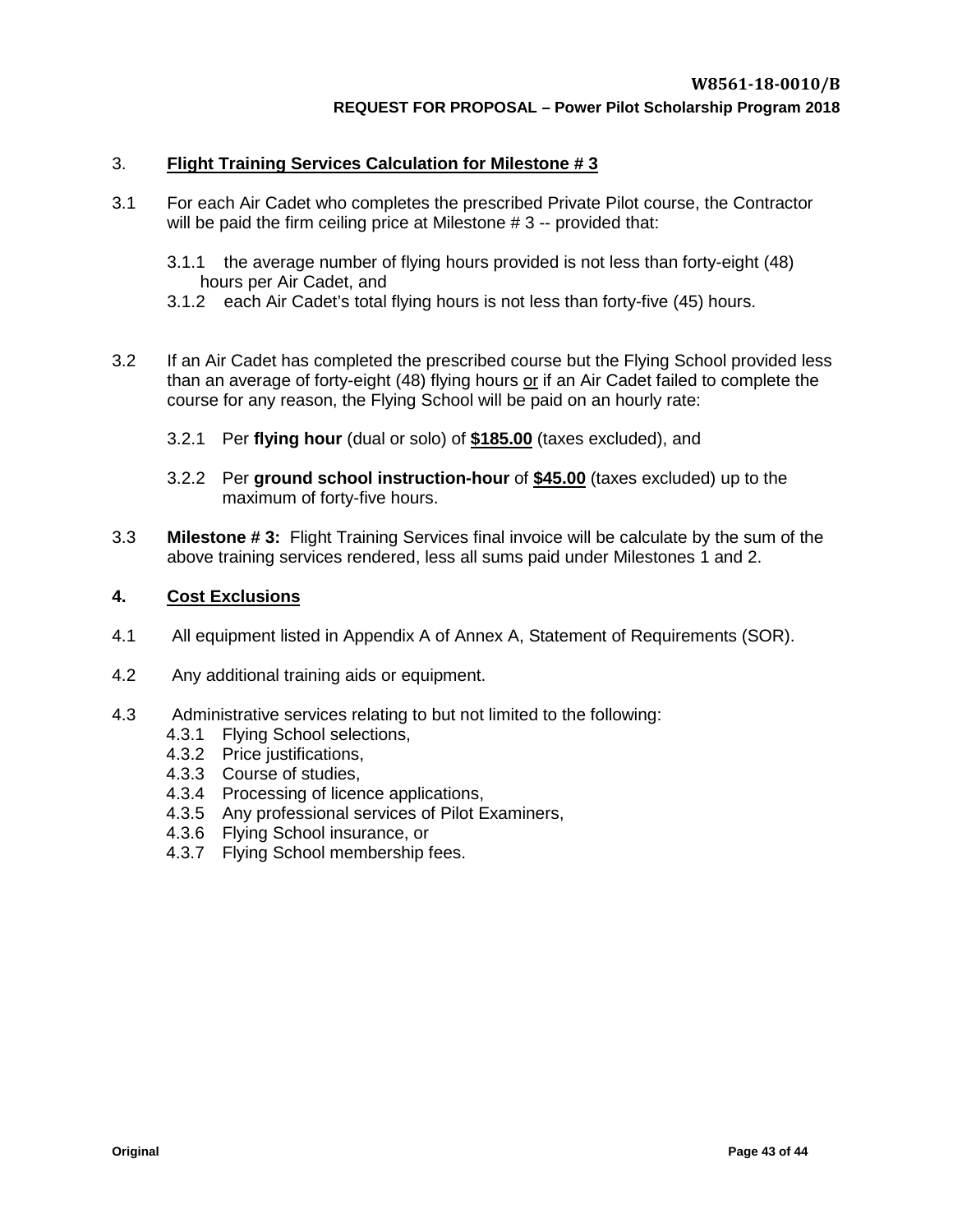### 3. <u>Flight Training Services Calculation for Milestone # 3</u>

3.1 For each Air Cadet who completes the prescribed Private Pilot course, the Contractor will be paid the firm ceiling price at Milestone # 3 -- provided that:

3.1.1 the average number of flying hours provided is not less than forty-eight (48) hours per Air Cadet, and

3.1.2 each Air Cadet's total flying hours is not less than forty-five (45) hours.

3.2 If an Air Cadet has completed the prescribed course but the Flying School provided less than an average of forty-eight (48) flying hours <u>or</u> if an Air Cadet failed to complete the course for any reason, the Flying School will be paid on an hourly rate:

3.2.1 Per **flying hour** (dual or solo) of **<u>$185.00</u>** (taxes excluded), and

3.2.2 Per **ground school instruction-hour** of **<u>$45.00</u>** (taxes excluded) up to the maximum of forty-five hours.

3.3 **Milestone # 3:** Flight Training Services final invoice will be calculate by the sum of the above training services rendered, less all sums paid under Milestones 1 and 2.

### 4. <u>Cost Exclusions</u>

4.1 All equipment listed in Appendix A of Annex A, Statement of Requirements (SOR).

4.2 Any additional training aids or equipment.

4.3 Administrative services relating to but not limited to the following:

4.3.1 Flying School selections,
4.3.2 Price justifications,
4.3.3 Course of studies,
4.3.4 Processing of licence applications,
4.3.5 Any professional services of Pilot Examiners,
4.3.6 Flying School insurance, or
4.3.7 Flying School membership fees.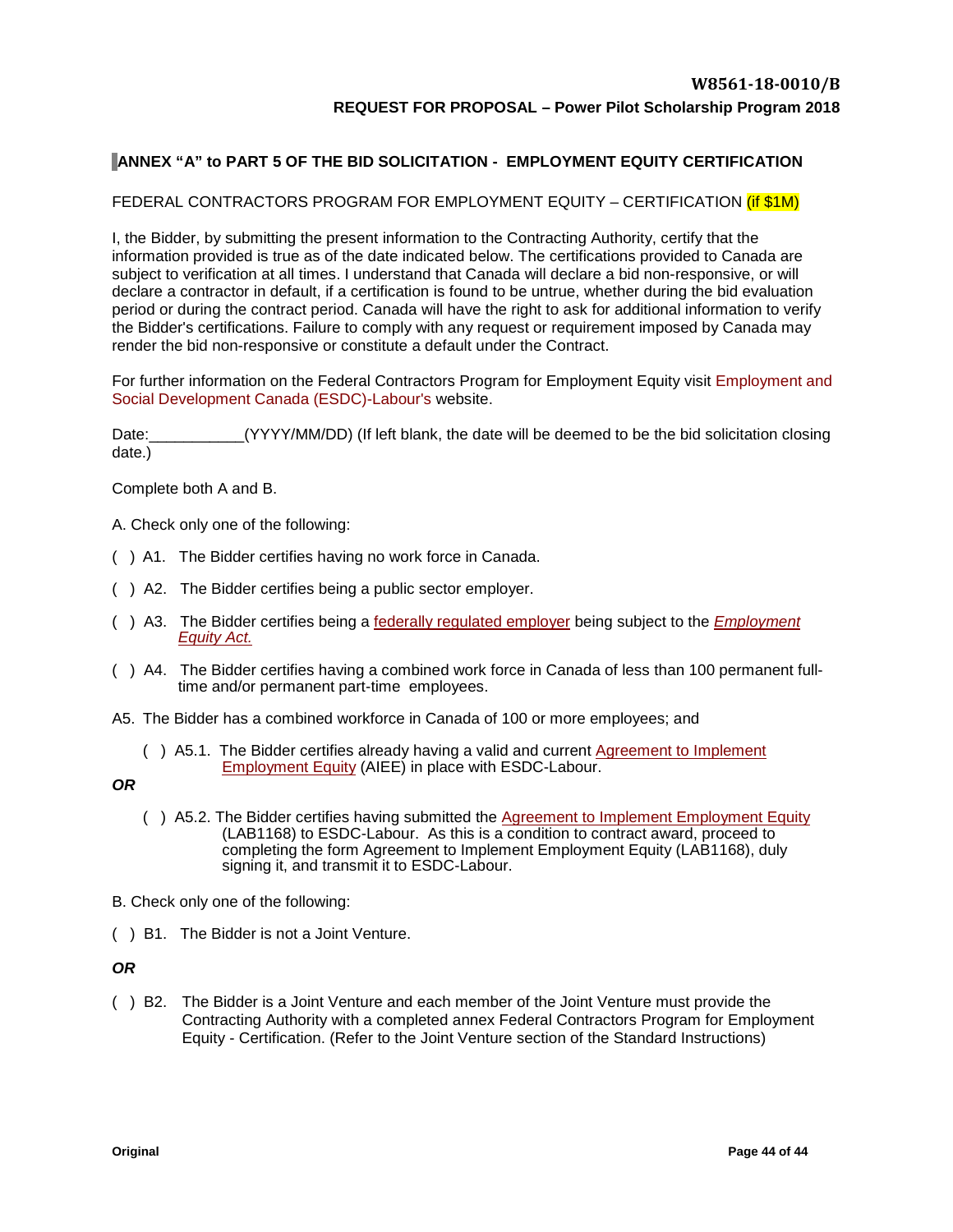## ANNEX "A" to PART 5 OF THE BID SOLICITATION - EMPLOYMENT EQUITY CERTIFICATION

FEDERAL CONTRACTORS PROGRAM FOR EMPLOYMENT EQUITY – CERTIFICATION (if $1M)

I, the Bidder, by submitting the present information to the Contracting Authority, certify that the information provided is true as of the date indicated below. The certifications provided to Canada are subject to verification at all times. I understand that Canada will declare a bid non-responsive, or will declare a contractor in default, if a certification is found to be untrue, whether during the bid evaluation period or during the contract period. Canada will have the right to ask for additional information to verify the Bidder's certifications. Failure to comply with any request or requirement imposed by Canada may render the bid non-responsive or constitute a default under the Contract.

For further information on the Federal Contractors Program for Employment Equity visit Employment and Social Development Canada (ESDC)-Labour's website.

Date:___________(YYYY/MM/DD) (If left blank, the date will be deemed to be the bid solicitation closing date.)

Complete both A and B.

A. Check only one of the following:

( ) A1. The Bidder certifies having no work force in Canada.

( ) A2. The Bidder certifies being a public sector employer.

( ) A3. The Bidder certifies being a federally regulated employer being subject to the *Employment Equity Act.*

( ) A4. The Bidder certifies having a combined work force in Canada of less than 100 permanent full-time and/or permanent part-time employees.

A5. The Bidder has a combined workforce in Canada of 100 or more employees; and

( ) A5.1. The Bidder certifies already having a valid and current Agreement to Implement Employment Equity (AIEE) in place with ESDC-Labour.

***OR***

( ) A5.2. The Bidder certifies having submitted the Agreement to Implement Employment Equity (LAB1168) to ESDC-Labour. As this is a condition to contract award, proceed to completing the form Agreement to Implement Employment Equity (LAB1168), duly signing it, and transmit it to ESDC-Labour.

B. Check only one of the following:

( ) B1. The Bidder is not a Joint Venture.

***OR***

( ) B2. The Bidder is a Joint Venture and each member of the Joint Venture must provide the Contracting Authority with a completed annex Federal Contractors Program for Employment Equity - Certification. (Refer to the Joint Venture section of the Standard Instructions)